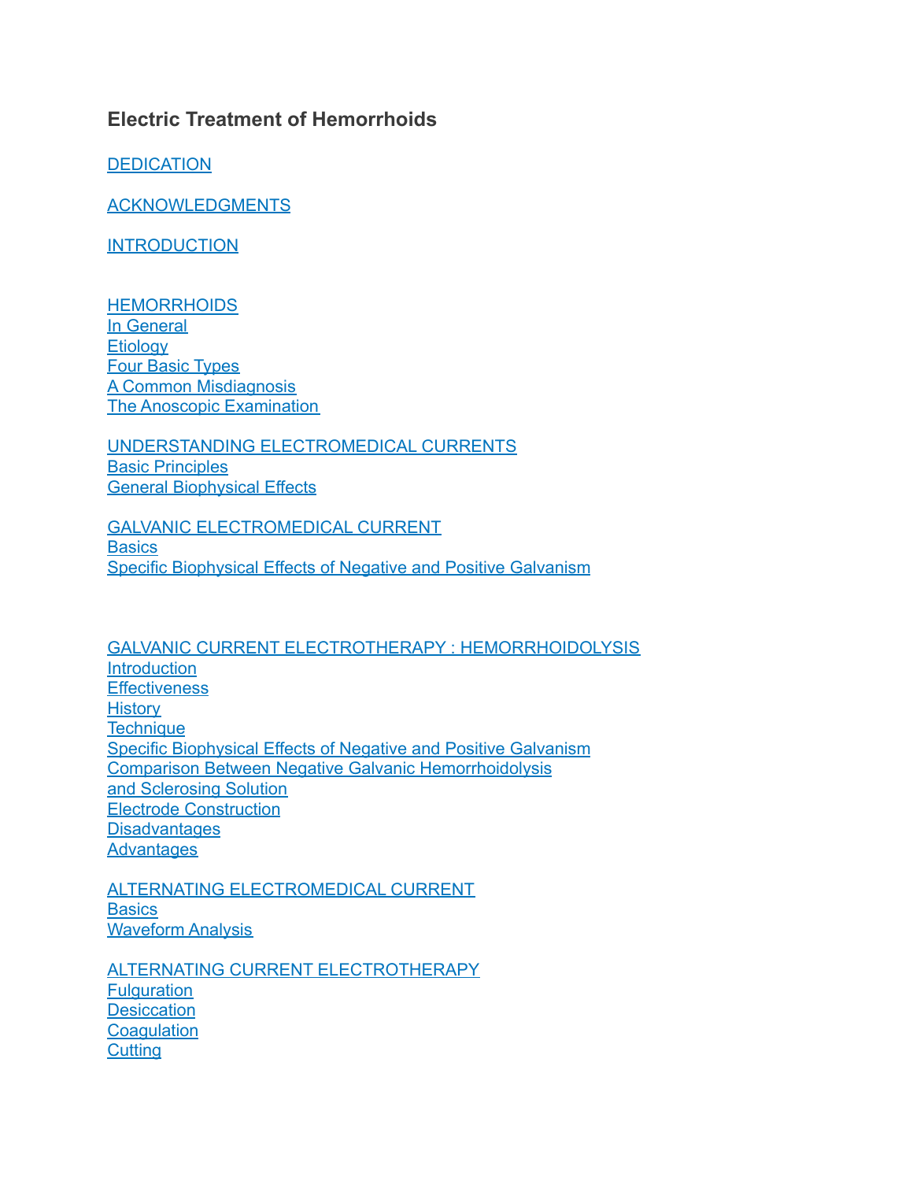# Electric Treatment of Hemorrhoids

DEDICATION

ACKNOWLEDGMENTS

INTRODUCTION

HEMORRHOIDS
In General
Etiology
Four Basic Types
A Common Misdiagnosis
The Anoscopic Examination

UNDERSTANDING ELECTROMEDICAL CURRENTS
Basic Principles
General Biophysical Effects

GALVANIC ELECTROMEDICAL CURRENT
Basics
Specific Biophysical Effects of Negative and Positive Galvanism

GALVANIC CURRENT ELECTROTHERAPY : HEMORRHOIDOLYSIS
Introduction
Effectiveness
History
Technique
Specific Biophysical Effects of Negative and Positive Galvanism
Comparison Between Negative Galvanic Hemorrhoidolysis
and Sclerosing Solution
Electrode Construction
Disadvantages
Advantages

ALTERNATING ELECTROMEDICAL CURRENT
Basics
Waveform Analysis

ALTERNATING CURRENT ELECTROTHERAPY
Fulguration
Desiccation
Coagulation
Cutting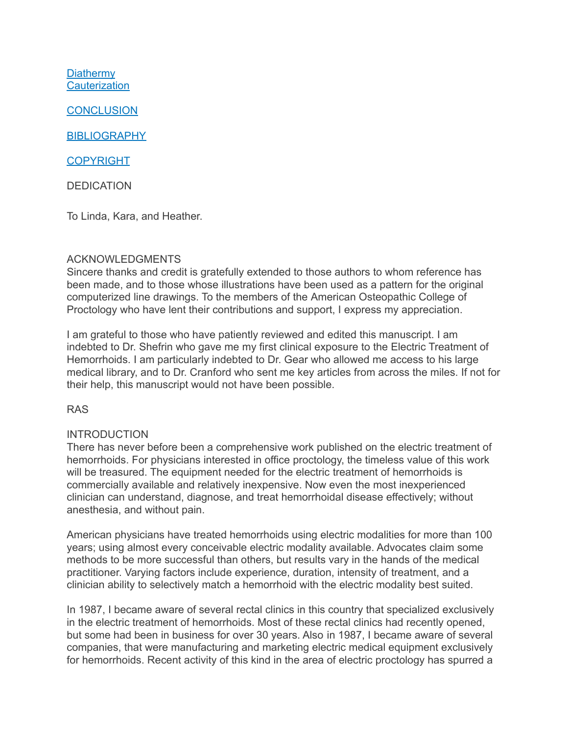[Diathermy](#)
[Cauterization](#)

[CONCLUSION](#)

[BIBLIOGRAPHY](#)

[COPYRIGHT](#)

## DEDICATION

To Linda, Kara, and Heather.

## ACKNOWLEDGMENTS

Sincere thanks and credit is gratefully extended to those authors to whom reference has been made, and to those whose illustrations have been used as a pattern for the original computerized line drawings. To the members of the American Osteopathic College of Proctology who have lent their contributions and support, I express my appreciation.

I am grateful to those who have patiently reviewed and edited this manuscript. I am indebted to Dr. Shefrin who gave me my first clinical exposure to the Electric Treatment of Hemorrhoids. I am particularly indebted to Dr. Gear who allowed me access to his large medical library, and to Dr. Cranford who sent me key articles from across the miles. If not for their help, this manuscript would not have been possible.

RAS

## INTRODUCTION

There has never before been a comprehensive work published on the electric treatment of hemorrhoids. For physicians interested in office proctology, the timeless value of this work will be treasured. The equipment needed for the electric treatment of hemorrhoids is commercially available and relatively inexpensive. Now even the most inexperienced clinician can understand, diagnose, and treat hemorrhoidal disease effectively; without anesthesia, and without pain.

American physicians have treated hemorrhoids using electric modalities for more than 100 years; using almost every conceivable electric modality available. Advocates claim some methods to be more successful than others, but results vary in the hands of the medical practitioner. Varying factors include experience, duration, intensity of treatment, and a clinician ability to selectively match a hemorrhoid with the electric modality best suited.

In 1987, I became aware of several rectal clinics in this country that specialized exclusively in the electric treatment of hemorrhoids. Most of these rectal clinics had recently opened, but some had been in business for over 30 years. Also in 1987, I became aware of several companies, that were manufacturing and marketing electric medical equipment exclusively for hemorrhoids. Recent activity of this kind in the area of electric proctology has spurred a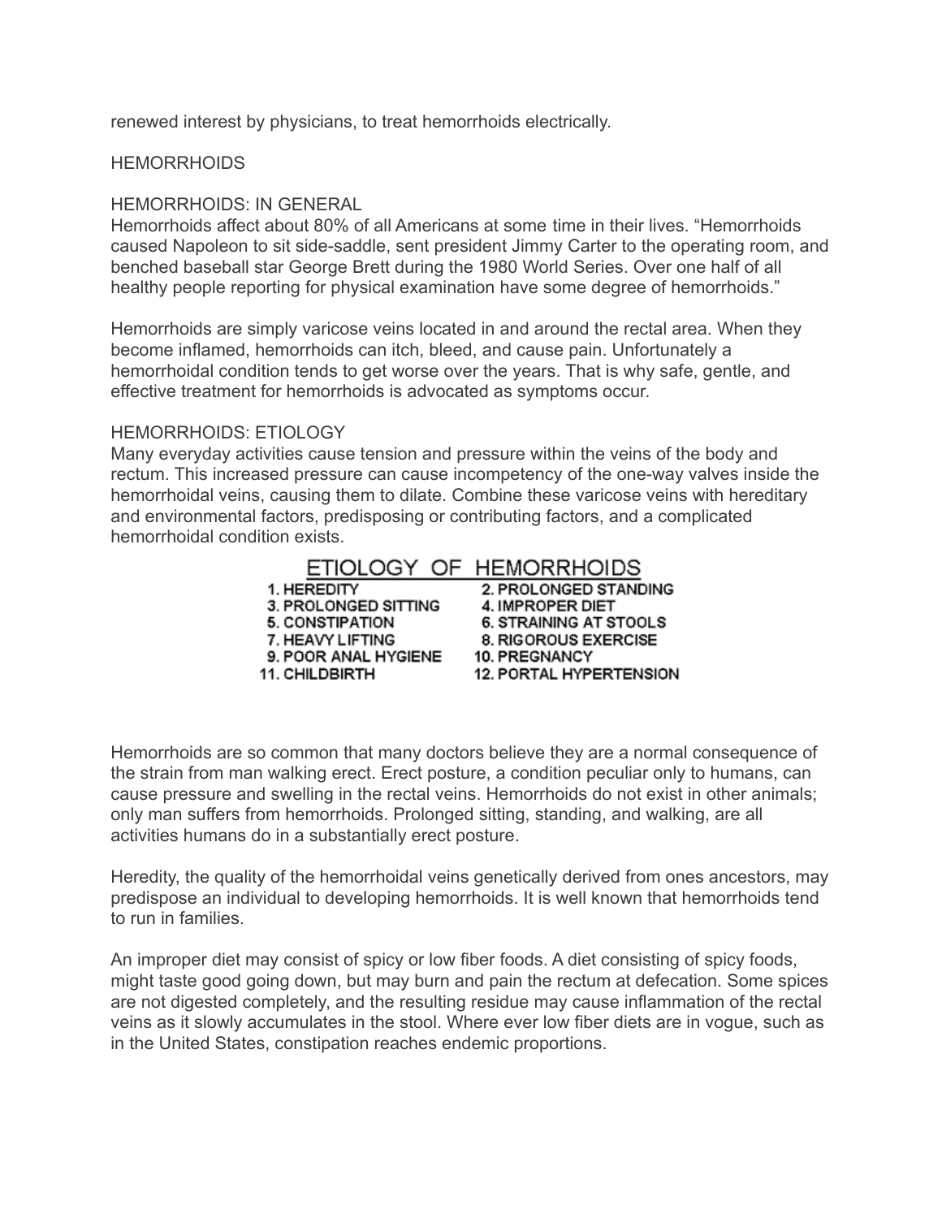renewed interest by physicians, to treat hemorrhoids electrically.

# HEMORRHOIDS

## HEMORRHOIDS: IN GENERAL

Hemorrhoids affect about 80% of all Americans at some time in their lives. "Hemorrhoids caused Napoleon to sit side-saddle, sent president Jimmy Carter to the operating room, and benched baseball star George Brett during the 1980 World Series. Over one half of all healthy people reporting for physical examination have some degree of hemorrhoids."

Hemorrhoids are simply varicose veins located in and around the rectal area. When they become inflamed, hemorrhoids can itch, bleed, and cause pain. Unfortunately a hemorrhoidal condition tends to get worse over the years. That is why safe, gentle, and effective treatment for hemorrhoids is advocated as symptoms occur.

## HEMORRHOIDS: ETIOLOGY

Many everyday activities cause tension and pressure within the veins of the body and rectum. This increased pressure can cause incompetency of the one-way valves inside the hemorrhoidal veins, causing them to dilate. Combine these varicose veins with hereditary and environmental factors, predisposing or contributing factors, and a complicated hemorrhoidal condition exists.

### ETIOLOGY OF HEMORRHOIDS

1. HEREDITY
2. PROLONGED STANDING
3. PROLONGED SITTING
4. IMPROPER DIET
5. CONSTIPATION
6. STRAINING AT STOOLS
7. HEAVY LIFTING
8. RIGOROUS EXERCISE
9. POOR ANAL HYGIENE
10. PREGNANCY
11. CHILDBIRTH
12. PORTAL HYPERTENSION

Hemorrhoids are so common that many doctors believe they are a normal consequence of the strain from man walking erect. Erect posture, a condition peculiar only to humans, can cause pressure and swelling in the rectal veins. Hemorrhoids do not exist in other animals; only man suffers from hemorrhoids. Prolonged sitting, standing, and walking, are all activities humans do in a substantially erect posture.

Heredity, the quality of the hemorrhoidal veins genetically derived from ones ancestors, may predispose an individual to developing hemorrhoids. It is well known that hemorrhoids tend to run in families.

An improper diet may consist of spicy or low fiber foods. A diet consisting of spicy foods, might taste good going down, but may burn and pain the rectum at defecation. Some spices are not digested completely, and the resulting residue may cause inflammation of the rectal veins as it slowly accumulates in the stool. Where ever low fiber diets are in vogue, such as in the United States, constipation reaches endemic proportions.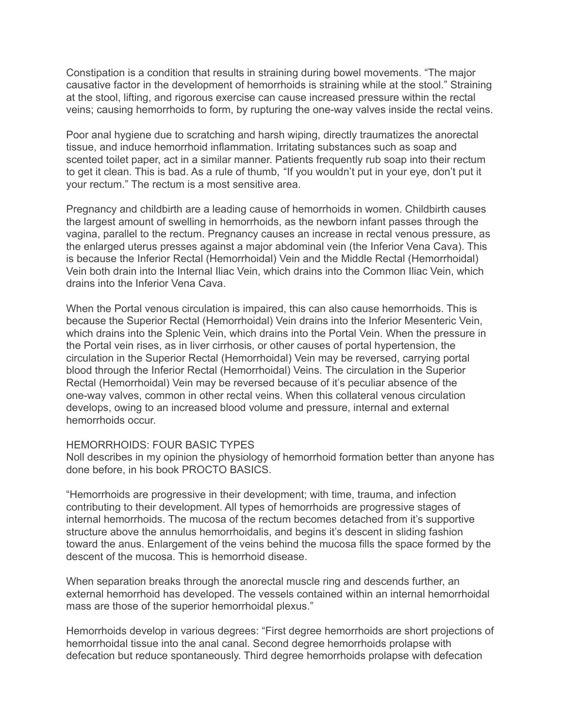Constipation is a condition that results in straining during bowel movements. "The major causative factor in the development of hemorrhoids is straining while at the stool." Straining at the stool, lifting, and rigorous exercise can cause increased pressure within the rectal veins; causing hemorrhoids to form, by rupturing the one-way valves inside the rectal veins.

Poor anal hygiene due to scratching and harsh wiping, directly traumatizes the anorectal tissue, and induce hemorrhoid inflammation. Irritating substances such as soap and scented toilet paper, act in a similar manner. Patients frequently rub soap into their rectum to get it clean. This is bad. As a rule of thumb, "If you wouldn't put in your eye, don't put it your rectum." The rectum is a most sensitive area.

Pregnancy and childbirth are a leading cause of hemorrhoids in women. Childbirth causes the largest amount of swelling in hemorrhoids, as the newborn infant passes through the vagina, parallel to the rectum. Pregnancy causes an increase in rectal venous pressure, as the enlarged uterus presses against a major abdominal vein (the Inferior Vena Cava). This is because the Inferior Rectal (Hemorrhoidal) Vein and the Middle Rectal (Hemorrhoidal) Vein both drain into the Internal Iliac Vein, which drains into the Common Iliac Vein, which drains into the Inferior Vena Cava.

When the Portal venous circulation is impaired, this can also cause hemorrhoids. This is because the Superior Rectal (Hemorrhoidal) Vein drains into the Inferior Mesenteric Vein, which drains into the Splenic Vein, which drains into the Portal Vein. When the pressure in the Portal vein rises, as in liver cirrhosis, or other causes of portal hypertension, the circulation in the Superior Rectal (Hemorrhoidal) Vein may be reversed, carrying portal blood through the Inferior Rectal (Hemorrhoidal) Veins. The circulation in the Superior Rectal (Hemorrhoidal) Vein may be reversed because of it's peculiar absence of the one-way valves, common in other rectal veins. When this collateral venous circulation develops, owing to an increased blood volume and pressure, internal and external hemorrhoids occur.

HEMORRHOIDS: FOUR BASIC TYPES

Noll describes in my opinion the physiology of hemorrhoid formation better than anyone has done before, in his book PROCTO BASICS.

"Hemorrhoids are progressive in their development; with time, trauma, and infection contributing to their development. All types of hemorrhoids are progressive stages of internal hemorrhoids. The mucosa of the rectum becomes detached from it's supportive structure above the annulus hemorrhoidalis, and begins it's descent in sliding fashion toward the anus. Enlargement of the veins behind the mucosa fills the space formed by the descent of the mucosa. This is hemorrhoid disease.

When separation breaks through the anorectal muscle ring and descends further, an external hemorrhoid has developed. The vessels contained within an internal hemorrhoidal mass are those of the superior hemorrhoidal plexus."

Hemorrhoids develop in various degrees: "First degree hemorrhoids are short projections of hemorrhoidal tissue into the anal canal. Second degree hemorrhoids prolapse with defecation but reduce spontaneously. Third degree hemorrhoids prolapse with defecation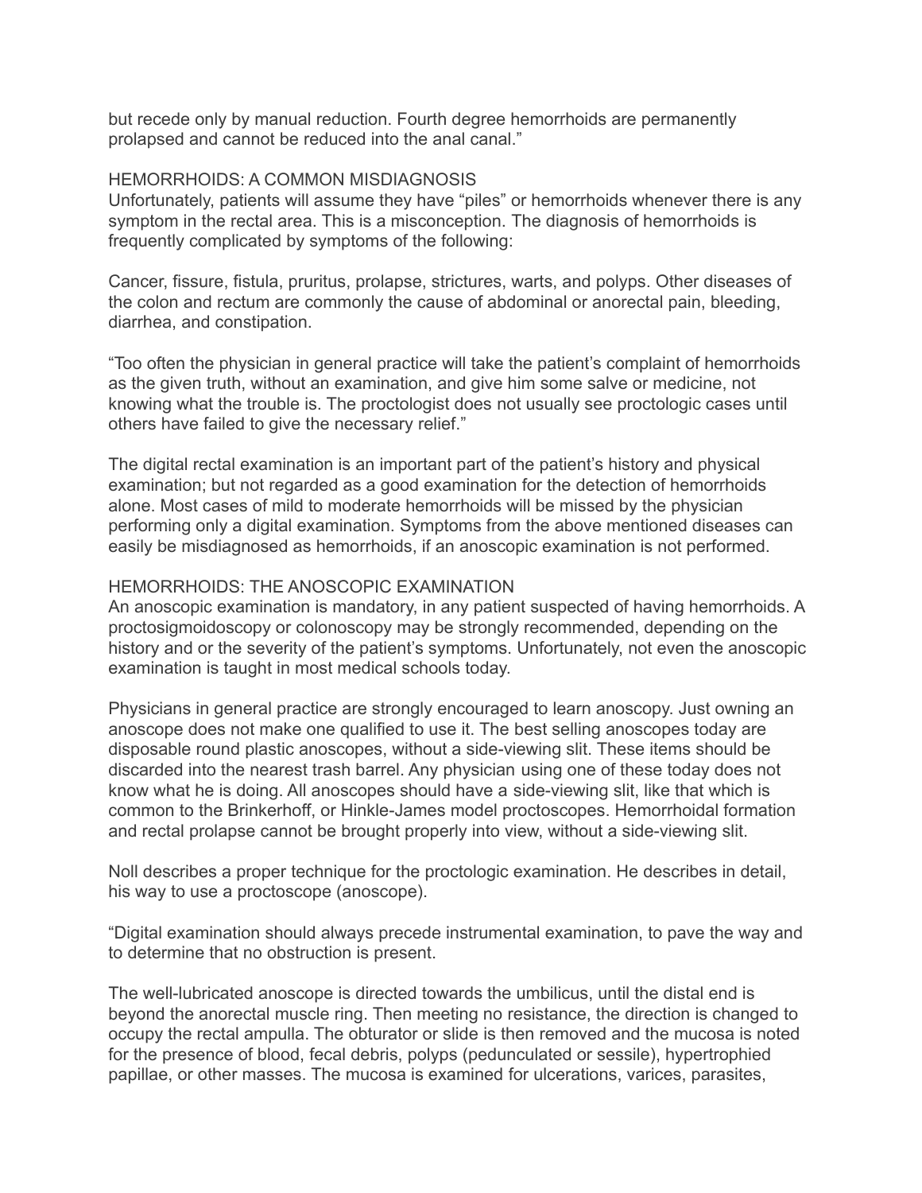but recede only by manual reduction. Fourth degree hemorrhoids are permanently prolapsed and cannot be reduced into the anal canal."

## HEMORRHOIDS: A COMMON MISDIAGNOSIS

Unfortunately, patients will assume they have "piles" or hemorrhoids whenever there is any symptom in the rectal area. This is a misconception. The diagnosis of hemorrhoids is frequently complicated by symptoms of the following:

Cancer, fissure, fistula, pruritus, prolapse, strictures, warts, and polyps. Other diseases of the colon and rectum are commonly the cause of abdominal or anorectal pain, bleeding, diarrhea, and constipation.

"Too often the physician in general practice will take the patient's complaint of hemorrhoids as the given truth, without an examination, and give him some salve or medicine, not knowing what the trouble is. The proctologist does not usually see proctologic cases until others have failed to give the necessary relief."

The digital rectal examination is an important part of the patient's history and physical examination; but not regarded as a good examination for the detection of hemorrhoids alone. Most cases of mild to moderate hemorrhoids will be missed by the physician performing only a digital examination. Symptoms from the above mentioned diseases can easily be misdiagnosed as hemorrhoids, if an anoscopic examination is not performed.

## HEMORRHOIDS: THE ANOSCOPIC EXAMINATION

An anoscopic examination is mandatory, in any patient suspected of having hemorrhoids. A proctosigmoidoscopy or colonoscopy may be strongly recommended, depending on the history and or the severity of the patient's symptoms. Unfortunately, not even the anoscopic examination is taught in most medical schools today.

Physicians in general practice are strongly encouraged to learn anoscopy. Just owning an anoscope does not make one qualified to use it. The best selling anoscopes today are disposable round plastic anoscopes, without a side-viewing slit. These items should be discarded into the nearest trash barrel. Any physician using one of these today does not know what he is doing. All anoscopes should have a side-viewing slit, like that which is common to the Brinkerhoff, or Hinkle-James model proctoscopes. Hemorrhoidal formation and rectal prolapse cannot be brought properly into view, without a side-viewing slit.

Noll describes a proper technique for the proctologic examination. He describes in detail, his way to use a proctoscope (anoscope).

"Digital examination should always precede instrumental examination, to pave the way and to determine that no obstruction is present.

The well-lubricated anoscope is directed towards the umbilicus, until the distal end is beyond the anorectal muscle ring. Then meeting no resistance, the direction is changed to occupy the rectal ampulla. The obturator or slide is then removed and the mucosa is noted for the presence of blood, fecal debris, polyps (pedunculated or sessile), hypertrophied papillae, or other masses. The mucosa is examined for ulcerations, varices, parasites,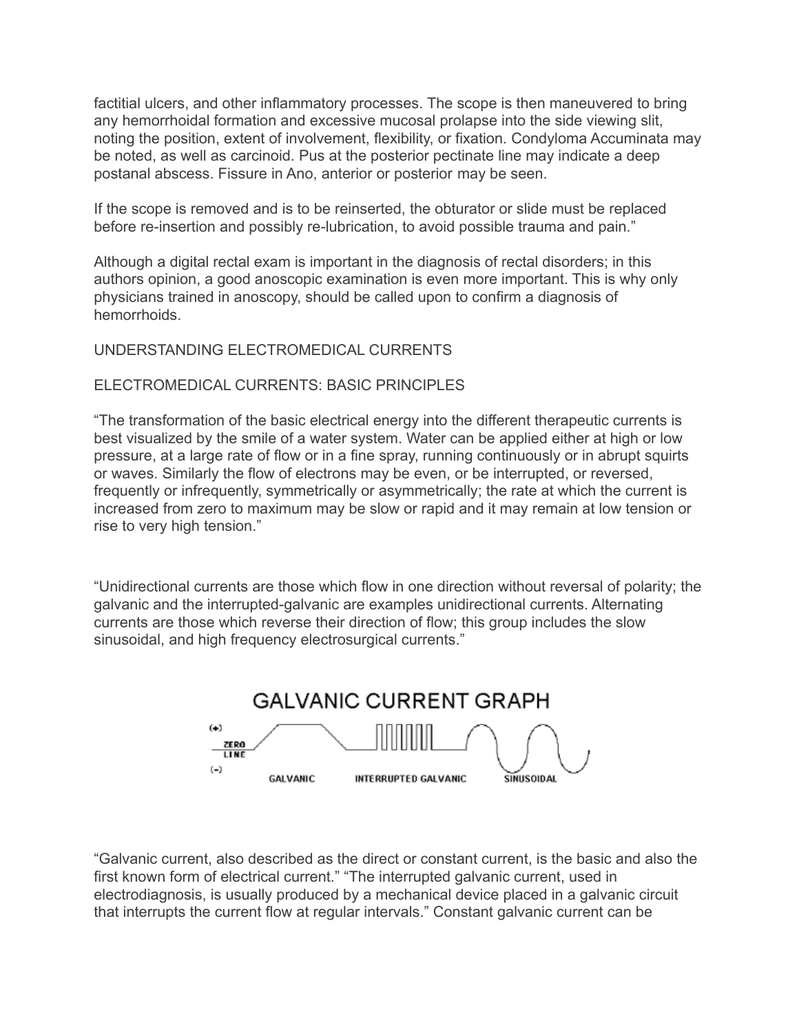factitial ulcers, and other inflammatory processes. The scope is then maneuvered to bring any hemorrhoidal formation and excessive mucosal prolapse into the side viewing slit, noting the position, extent of involvement, flexibility, or fixation. Condyloma Accuminata may be noted, as well as carcinoid. Pus at the posterior pectinate line may indicate a deep postanal abscess. Fissure in Ano, anterior or posterior may be seen.

If the scope is removed and is to be reinserted, the obturator or slide must be replaced before re-insertion and possibly re-lubrication, to avoid possible trauma and pain."

Although a digital rectal exam is important in the diagnosis of rectal disorders; in this authors opinion, a good anoscopic examination is even more important. This is why only physicians trained in anoscopy, should be called upon to confirm a diagnosis of hemorrhoids.

## UNDERSTANDING ELECTROMEDICAL CURRENTS

### ELECTROMEDICAL CURRENTS: BASIC PRINCIPLES

"The transformation of the basic electrical energy into the different therapeutic currents is best visualized by the smile of a water system. Water can be applied either at high or low pressure, at a large rate of flow or in a fine spray, running continuously or in abrupt squirts or waves. Similarly the flow of electrons may be even, or be interrupted, or reversed, frequently or infrequently, symmetrically or asymmetrically; the rate at which the current is increased from zero to maximum may be slow or rapid and it may remain at low tension or rise to very high tension."

"Unidirectional currents are those which flow in one direction without reversal of polarity; the galvanic and the interrupted-galvanic are examples unidirectional currents. Alternating currents are those which reverse their direction of flow; this group includes the slow sinusoidal, and high frequency electrosurgical currents."

GALVANIC CURRENT GRAPH

(+) ZERO LINE (-) GALVANIC INTERRUPTED GALVANIC SINUSOIDAL

"Galvanic current, also described as the direct or constant current, is the basic and also the first known form of electrical current." "The interrupted galvanic current, used in electrodiagnosis, is usually produced by a mechanical device placed in a galvanic circuit that interrupts the current flow at regular intervals." Constant galvanic current can be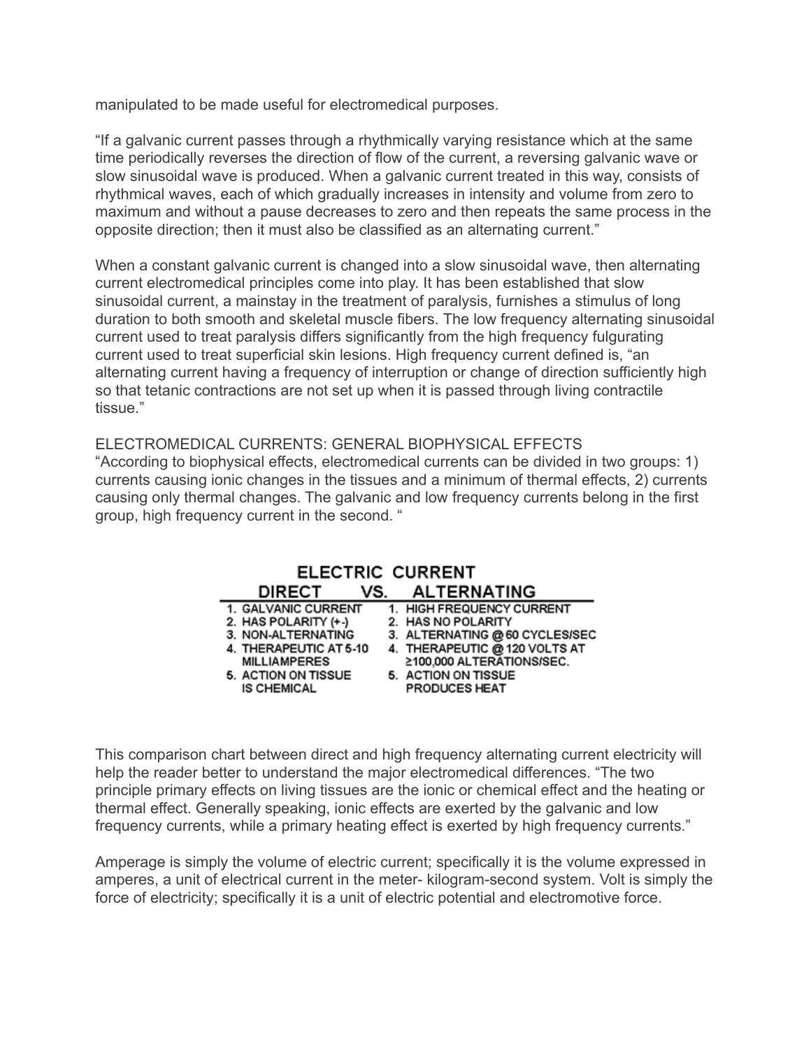manipulated to be made useful for electromedical purposes.

"If a galvanic current passes through a rhythmically varying resistance which at the same time periodically reverses the direction of flow of the current, a reversing galvanic wave or slow sinusoidal wave is produced. When a galvanic current treated in this way, consists of rhythmical waves, each of which gradually increases in intensity and volume from zero to maximum and without a pause decreases to zero and then repeats the same process in the opposite direction; then it must also be classified as an alternating current."

When a constant galvanic current is changed into a slow sinusoidal wave, then alternating current electromedical principles come into play. It has been established that slow sinusoidal current, a mainstay in the treatment of paralysis, furnishes a stimulus of long duration to both smooth and skeletal muscle fibers. The low frequency alternating sinusoidal current used to treat paralysis differs significantly from the high frequency fulgurating current used to treat superficial skin lesions. High frequency current defined is, "an alternating current having a frequency of interruption or change of direction sufficiently high so that tetanic contractions are not set up when it is passed through living contractile tissue."

ELECTROMEDICAL CURRENTS: GENERAL BIOPHYSICAL EFFECTS

"According to biophysical effects, electromedical currents can be divided in two groups: 1) currents causing ionic changes in the tissues and a minimum of thermal effects, 2) currents causing only thermal changes. The galvanic and low frequency currents belong in the first group, high frequency current in the second. "

**ELECTRIC CURRENT**

| DIRECT VS. | ALTERNATING |
|---|---|
| 1. GALVANIC CURRENT | 1. HIGH FREQUENCY CURRENT |
| 2. HAS POLARITY (+-) | 2. HAS NO POLARITY |
| 3. NON-ALTERNATING | 3. ALTERNATING @ 60 CYCLES/SEC |
| 4. THERAPEUTIC AT 5-10 MILLIAMPERES | 4. THERAPEUTIC @ 120 VOLTS AT ≥100,000 ALTERATIONS/SEC. |
| 5. ACTION ON TISSUE IS CHEMICAL | 5. ACTION ON TISSUE PRODUCES HEAT |

This comparison chart between direct and high frequency alternating current electricity will help the reader better to understand the major electromedical differences. "The two principle primary effects on living tissues are the ionic or chemical effect and the heating or thermal effect. Generally speaking, ionic effects are exerted by the galvanic and low frequency currents, while a primary heating effect is exerted by high frequency currents."

Amperage is simply the volume of electric current; specifically it is the volume expressed in amperes, a unit of electrical current in the meter- kilogram-second system. Volt is simply the force of electricity; specifically it is a unit of electric potential and electromotive force.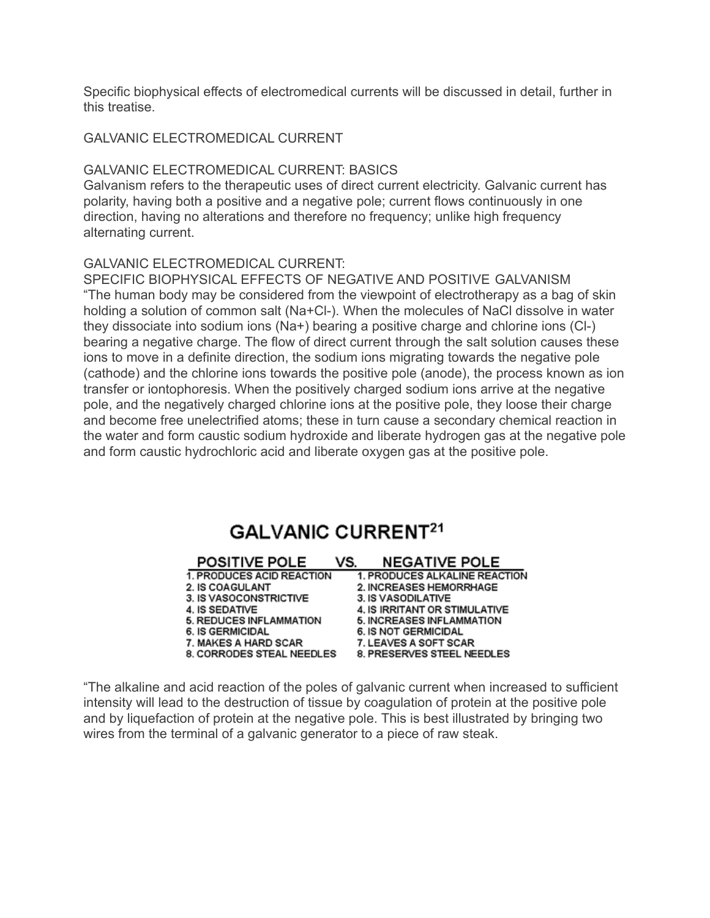Specific biophysical effects of electromedical currents will be discussed in detail, further in this treatise.

## GALVANIC ELECTROMEDICAL CURRENT

### GALVANIC ELECTROMEDICAL CURRENT: BASICS

Galvanism refers to the therapeutic uses of direct current electricity. Galvanic current has polarity, having both a positive and a negative pole; current flows continuously in one direction, having no alterations and therefore no frequency; unlike high frequency alternating current.

### GALVANIC ELECTROMEDICAL CURRENT: SPECIFIC BIOPHYSICAL EFFECTS OF NEGATIVE AND POSITIVE GALVANISM

“The human body may be considered from the viewpoint of electrotherapy as a bag of skin holding a solution of common salt ($Na^+Cl^-$). When the molecules of NaCl dissolve in water they dissociate into sodium ions ($Na^+$) bearing a positive charge and chlorine ions ($Cl^-$) bearing a negative charge. The flow of direct current through the salt solution causes these ions to move in a definite direction, the sodium ions migrating towards the negative pole (cathode) and the chlorine ions towards the positive pole (anode), the process known as ion transfer or iontophoresis. When the positively charged sodium ions arrive at the negative pole, and the negatively charged chlorine ions at the positive pole, they loose their charge and become free unelectrified atoms; these in turn cause a secondary chemical reaction in the water and form caustic sodium hydroxide and liberate hydrogen gas at the negative pole and form caustic hydrochloric acid and liberate oxygen gas at the positive pole.

## GALVANIC CURRENT[21]

| POSITIVE POLE | VS. NEGATIVE POLE |
|---|---|
| 1. PRODUCES ACID REACTION | 1. PRODUCES ALKALINE REACTION |
| 2. IS COAGULANT | 2. INCREASES HEMORRHAGE |
| 3. IS VASOCONSTRICTIVE | 3. IS VASODILATIVE |
| 4. IS SEDATIVE | 4. IS IRRITANT OR STIMULATIVE |
| 5. REDUCES INFLAMMATION | 5. INCREASES INFLAMMATION |
| 6. IS GERMICIDAL | 6. IS NOT GERMICIDAL |
| 7. MAKES A HARD SCAR | 7. LEAVES A SOFT SCAR |
| 8. CORRODES STEAL NEEDLES | 8. PRESERVES STEEL NEEDLES |

“The alkaline and acid reaction of the poles of galvanic current when increased to sufficient intensity will lead to the destruction of tissue by coagulation of protein at the positive pole and by liquefaction of protein at the negative pole. This is best illustrated by bringing two wires from the terminal of a galvanic generator to a piece of raw steak.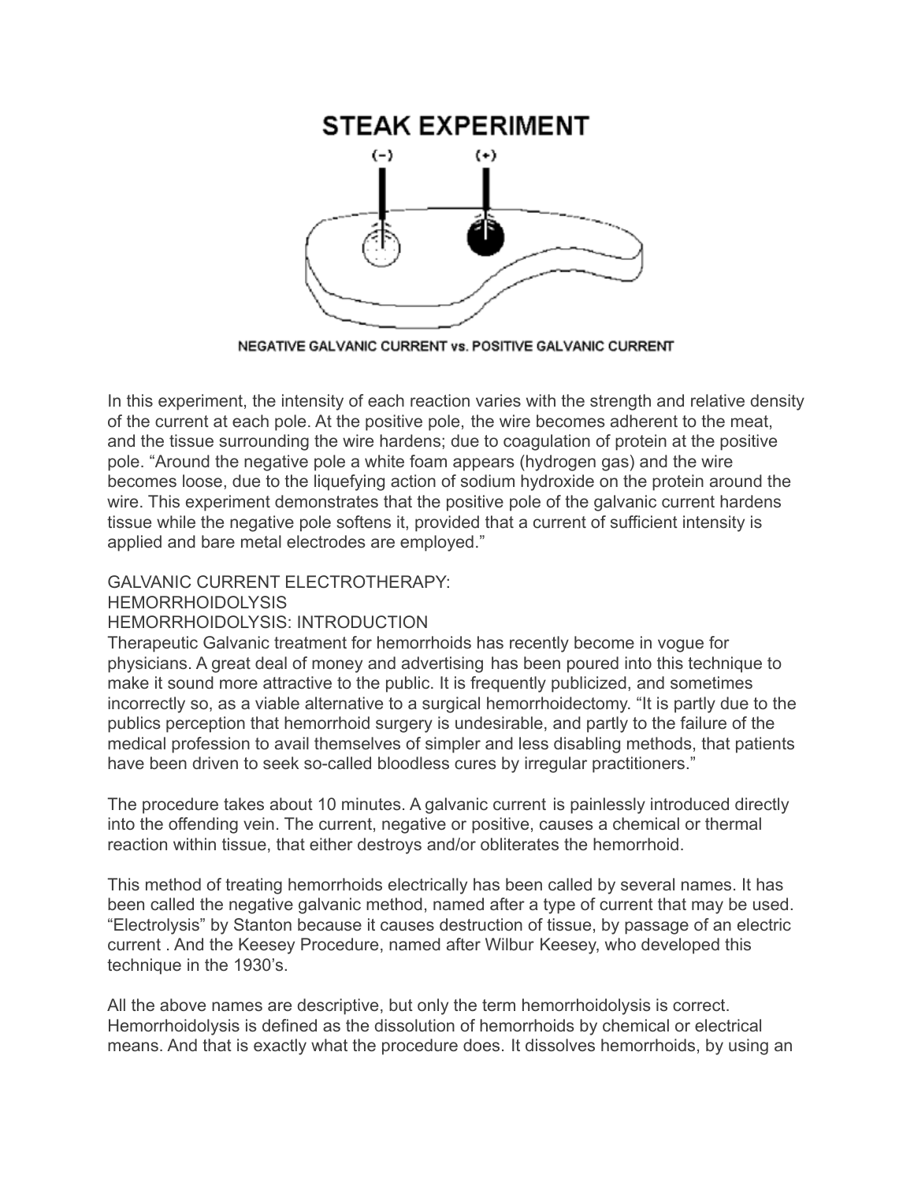## STEAK EXPERIMENT

(−) (+)

NEGATIVE GALVANIC CURRENT vs. POSITIVE GALVANIC CURRENT

In this experiment, the intensity of each reaction varies with the strength and relative density of the current at each pole. At the positive pole, the wire becomes adherent to the meat, and the tissue surrounding the wire hardens; due to coagulation of protein at the positive pole. "Around the negative pole a white foam appears (hydrogen gas) and the wire becomes loose, due to the liquefying action of sodium hydroxide on the protein around the wire. This experiment demonstrates that the positive pole of the galvanic current hardens tissue while the negative pole softens it, provided that a current of sufficient intensity is applied and bare metal electrodes are employed."

GALVANIC CURRENT ELECTROTHERAPY:
HEMORRHOIDOLYSIS
HEMORRHOIDOLYSIS: INTRODUCTION

Therapeutic Galvanic treatment for hemorrhoids has recently become in vogue for physicians. A great deal of money and advertising has been poured into this technique to make it sound more attractive to the public. It is frequently publicized, and sometimes incorrectly so, as a viable alternative to a surgical hemorrhoidectomy. "It is partly due to the publics perception that hemorrhoid surgery is undesirable, and partly to the failure of the medical profession to avail themselves of simpler and less disabling methods, that patients have been driven to seek so-called bloodless cures by irregular practitioners."

The procedure takes about 10 minutes. A galvanic current is painlessly introduced directly into the offending vein. The current, negative or positive, causes a chemical or thermal reaction within tissue, that either destroys and/or obliterates the hemorrhoid.

This method of treating hemorrhoids electrically has been called by several names. It has been called the negative galvanic method, named after a type of current that may be used. "Electrolysis" by Stanton because it causes destruction of tissue, by passage of an electric current . And the Keesey Procedure, named after Wilbur Keesey, who developed this technique in the 1930's.

All the above names are descriptive, but only the term hemorrhoidolysis is correct. Hemorrhoidolysis is defined as the dissolution of hemorrhoids by chemical or electrical means. And that is exactly what the procedure does. It dissolves hemorrhoids, by using an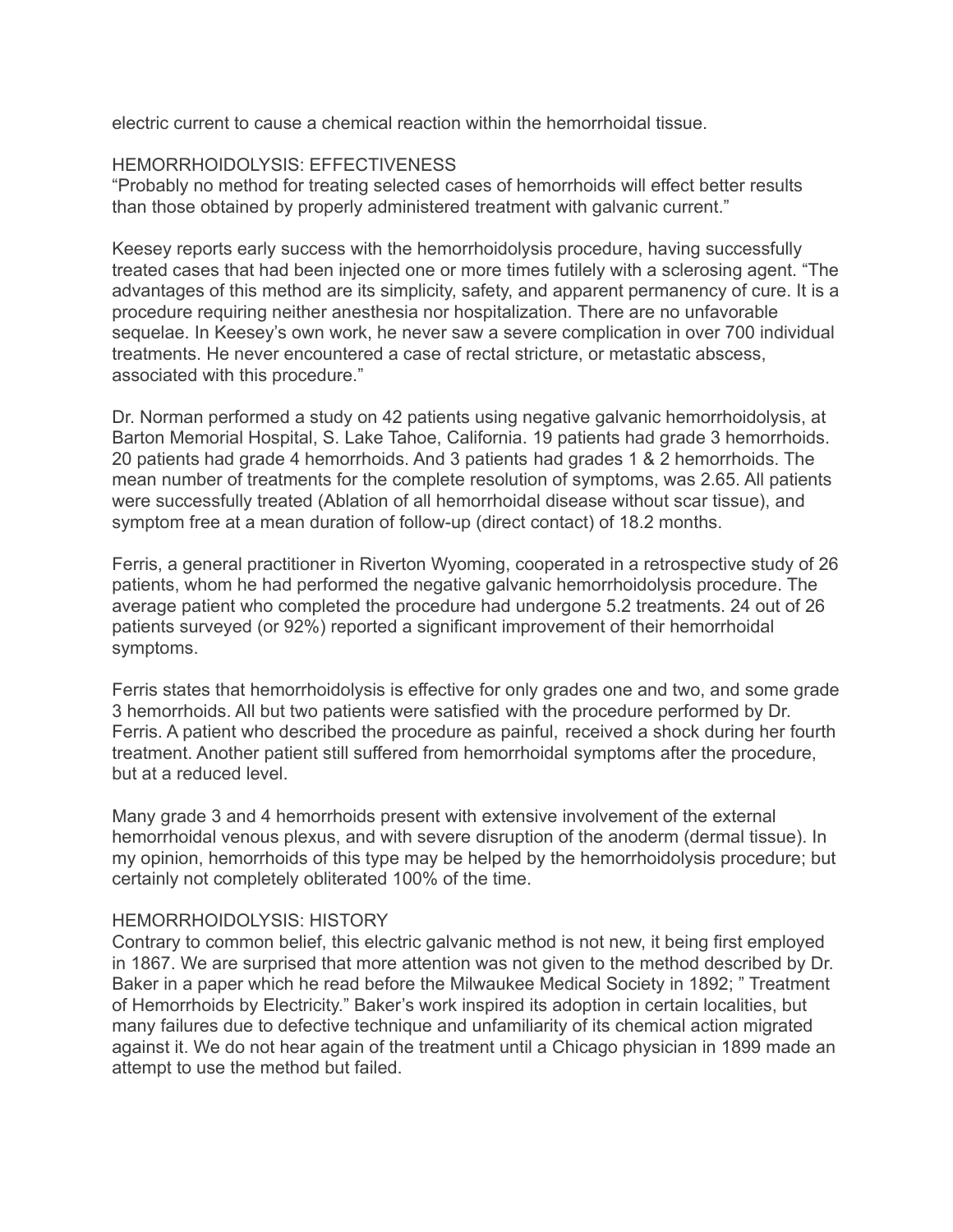electric current to cause a chemical reaction within the hemorrhoidal tissue.

## HEMORRHOIDOLYSIS: EFFECTIVENESS

"Probably no method for treating selected cases of hemorrhoids will effect better results than those obtained by properly administered treatment with galvanic current."

Keesey reports early success with the hemorrhoidolysis procedure, having successfully treated cases that had been injected one or more times futilely with a sclerosing agent. "The advantages of this method are its simplicity, safety, and apparent permanency of cure. It is a procedure requiring neither anesthesia nor hospitalization. There are no unfavorable sequelae. In Keesey's own work, he never saw a severe complication in over 700 individual treatments. He never encountered a case of rectal stricture, or metastatic abscess, associated with this procedure."

Dr. Norman performed a study on 42 patients using negative galvanic hemorrhoidolysis, at Barton Memorial Hospital, S. Lake Tahoe, California. 19 patients had grade 3 hemorrhoids. 20 patients had grade 4 hemorrhoids. And 3 patients had grades 1 & 2 hemorrhoids. The mean number of treatments for the complete resolution of symptoms, was 2.65. All patients were successfully treated (Ablation of all hemorrhoidal disease without scar tissue), and symptom free at a mean duration of follow-up (direct contact) of 18.2 months.

Ferris, a general practitioner in Riverton Wyoming, cooperated in a retrospective study of 26 patients, whom he had performed the negative galvanic hemorrhoidolysis procedure. The average patient who completed the procedure had undergone 5.2 treatments. 24 out of 26 patients surveyed (or 92%) reported a significant improvement of their hemorrhoidal symptoms.

Ferris states that hemorrhoidolysis is effective for only grades one and two, and some grade 3 hemorrhoids. All but two patients were satisfied with the procedure performed by Dr. Ferris. A patient who described the procedure as painful, received a shock during her fourth treatment. Another patient still suffered from hemorrhoidal symptoms after the procedure, but at a reduced level.

Many grade 3 and 4 hemorrhoids present with extensive involvement of the external hemorrhoidal venous plexus, and with severe disruption of the anoderm (dermal tissue). In my opinion, hemorrhoids of this type may be helped by the hemorrhoidolysis procedure; but certainly not completely obliterated 100% of the time.

## HEMORRHOIDOLYSIS: HISTORY

Contrary to common belief, this electric galvanic method is not new, it being first employed in 1867. We are surprised that more attention was not given to the method described by Dr. Baker in a paper which he read before the Milwaukee Medical Society in 1892; " Treatment of Hemorrhoids by Electricity." Baker's work inspired its adoption in certain localities, but many failures due to defective technique and unfamiliarity of its chemical action migrated against it. We do not hear again of the treatment until a Chicago physician in 1899 made an attempt to use the method but failed.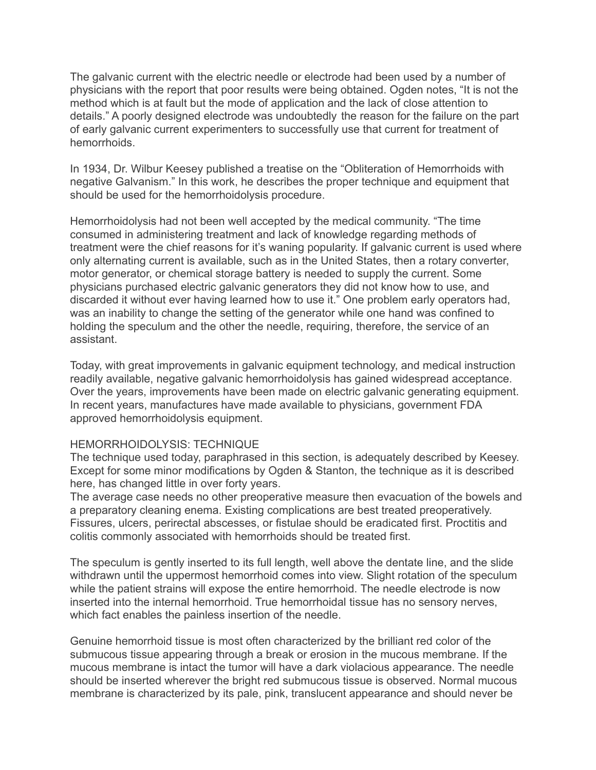The galvanic current with the electric needle or electrode had been used by a number of physicians with the report that poor results were being obtained. Ogden notes, “It is not the method which is at fault but the mode of application and the lack of close attention to details.” A poorly designed electrode was undoubtedly the reason for the failure on the part of early galvanic current experimenters to successfully use that current for treatment of hemorrhoids.

In 1934, Dr. Wilbur Keesey published a treatise on the “Obliteration of Hemorrhoids with negative Galvanism.” In this work, he describes the proper technique and equipment that should be used for the hemorrhoidolysis procedure.

Hemorrhoidolysis had not been well accepted by the medical community. “The time consumed in administering treatment and lack of knowledge regarding methods of treatment were the chief reasons for it’s waning popularity. If galvanic current is used where only alternating current is available, such as in the United States, then a rotary converter, motor generator, or chemical storage battery is needed to supply the current. Some physicians purchased electric galvanic generators they did not know how to use, and discarded it without ever having learned how to use it.” One problem early operators had, was an inability to change the setting of the generator while one hand was confined to holding the speculum and the other the needle, requiring, therefore, the service of an assistant.

Today, with great improvements in galvanic equipment technology, and medical instruction readily available, negative galvanic hemorrhoidolysis has gained widespread acceptance. Over the years, improvements have been made on electric galvanic generating equipment. In recent years, manufactures have made available to physicians, government FDA approved hemorrhoidolysis equipment.

HEMORRHOIDOLYSIS: TECHNIQUE

The technique used today, paraphrased in this section, is adequately described by Keesey. Except for some minor modifications by Ogden & Stanton, the technique as it is described here, has changed little in over forty years.

The average case needs no other preoperative measure then evacuation of the bowels and a preparatory cleaning enema. Existing complications are best treated preoperatively. Fissures, ulcers, perirectal abscesses, or fistulae should be eradicated first. Proctitis and colitis commonly associated with hemorrhoids should be treated first.

The speculum is gently inserted to its full length, well above the dentate line, and the slide withdrawn until the uppermost hemorrhoid comes into view. Slight rotation of the speculum while the patient strains will expose the entire hemorrhoid. The needle electrode is now inserted into the internal hemorrhoid. True hemorrhoidal tissue has no sensory nerves, which fact enables the painless insertion of the needle.

Genuine hemorrhoid tissue is most often characterized by the brilliant red color of the submucous tissue appearing through a break or erosion in the mucous membrane. If the mucous membrane is intact the tumor will have a dark violacious appearance. The needle should be inserted wherever the bright red submucous tissue is observed. Normal mucous membrane is characterized by its pale, pink, translucent appearance and should never be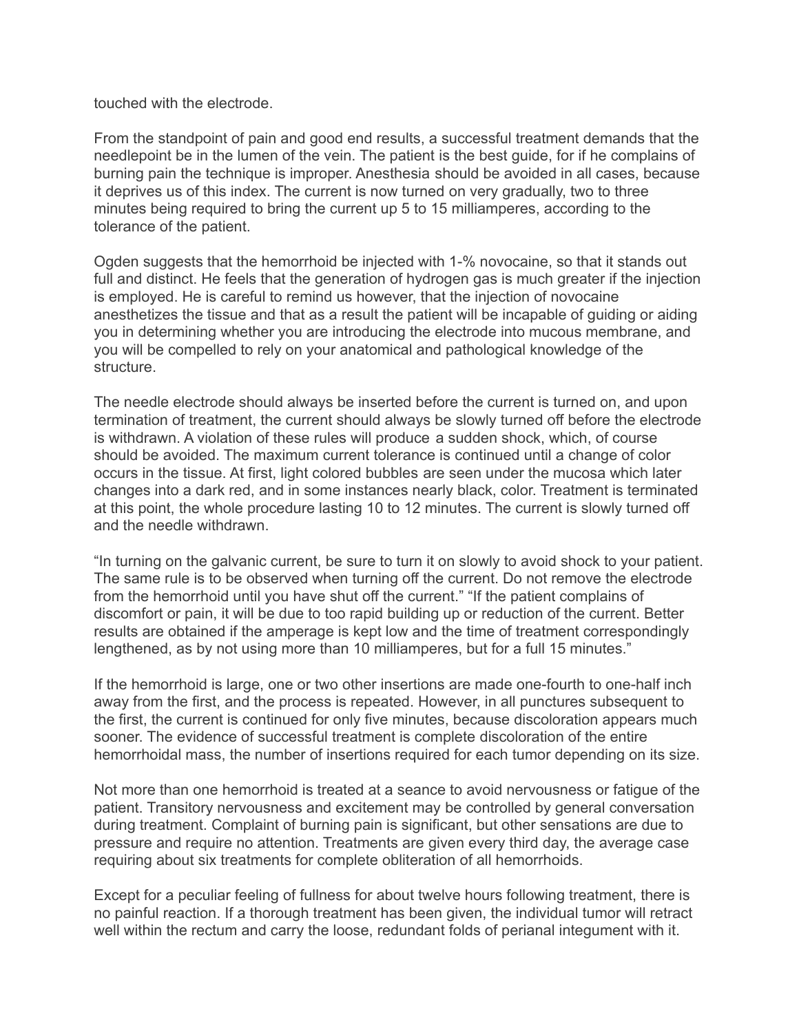touched with the electrode.

From the standpoint of pain and good end results, a successful treatment demands that the needlepoint be in the lumen of the vein. The patient is the best guide, for if he complains of burning pain the technique is improper. Anesthesia should be avoided in all cases, because it deprives us of this index. The current is now turned on very gradually, two to three minutes being required to bring the current up 5 to 15 milliamperes, according to the tolerance of the patient.

Ogden suggests that the hemorrhoid be injected with 1-% novocaine, so that it stands out full and distinct. He feels that the generation of hydrogen gas is much greater if the injection is employed. He is careful to remind us however, that the injection of novocaine anesthetizes the tissue and that as a result the patient will be incapable of guiding or aiding you in determining whether you are introducing the electrode into mucous membrane, and you will be compelled to rely on your anatomical and pathological knowledge of the structure.

The needle electrode should always be inserted before the current is turned on, and upon termination of treatment, the current should always be slowly turned off before the electrode is withdrawn. A violation of these rules will produce a sudden shock, which, of course should be avoided. The maximum current tolerance is continued until a change of color occurs in the tissue. At first, light colored bubbles are seen under the mucosa which later changes into a dark red, and in some instances nearly black, color. Treatment is terminated at this point, the whole procedure lasting 10 to 12 minutes. The current is slowly turned off and the needle withdrawn.

"In turning on the galvanic current, be sure to turn it on slowly to avoid shock to your patient. The same rule is to be observed when turning off the current. Do not remove the electrode from the hemorrhoid until you have shut off the current." "If the patient complains of discomfort or pain, it will be due to too rapid building up or reduction of the current. Better results are obtained if the amperage is kept low and the time of treatment correspondingly lengthened, as by not using more than 10 milliamperes, but for a full 15 minutes."

If the hemorrhoid is large, one or two other insertions are made one-fourth to one-half inch away from the first, and the process is repeated. However, in all punctures subsequent to the first, the current is continued for only five minutes, because discoloration appears much sooner. The evidence of successful treatment is complete discoloration of the entire hemorrhoidal mass, the number of insertions required for each tumor depending on its size.

Not more than one hemorrhoid is treated at a seance to avoid nervousness or fatigue of the patient. Transitory nervousness and excitement may be controlled by general conversation during treatment. Complaint of burning pain is significant, but other sensations are due to pressure and require no attention. Treatments are given every third day, the average case requiring about six treatments for complete obliteration of all hemorrhoids.

Except for a peculiar feeling of fullness for about twelve hours following treatment, there is no painful reaction. If a thorough treatment has been given, the individual tumor will retract well within the rectum and carry the loose, redundant folds of perianal integument with it.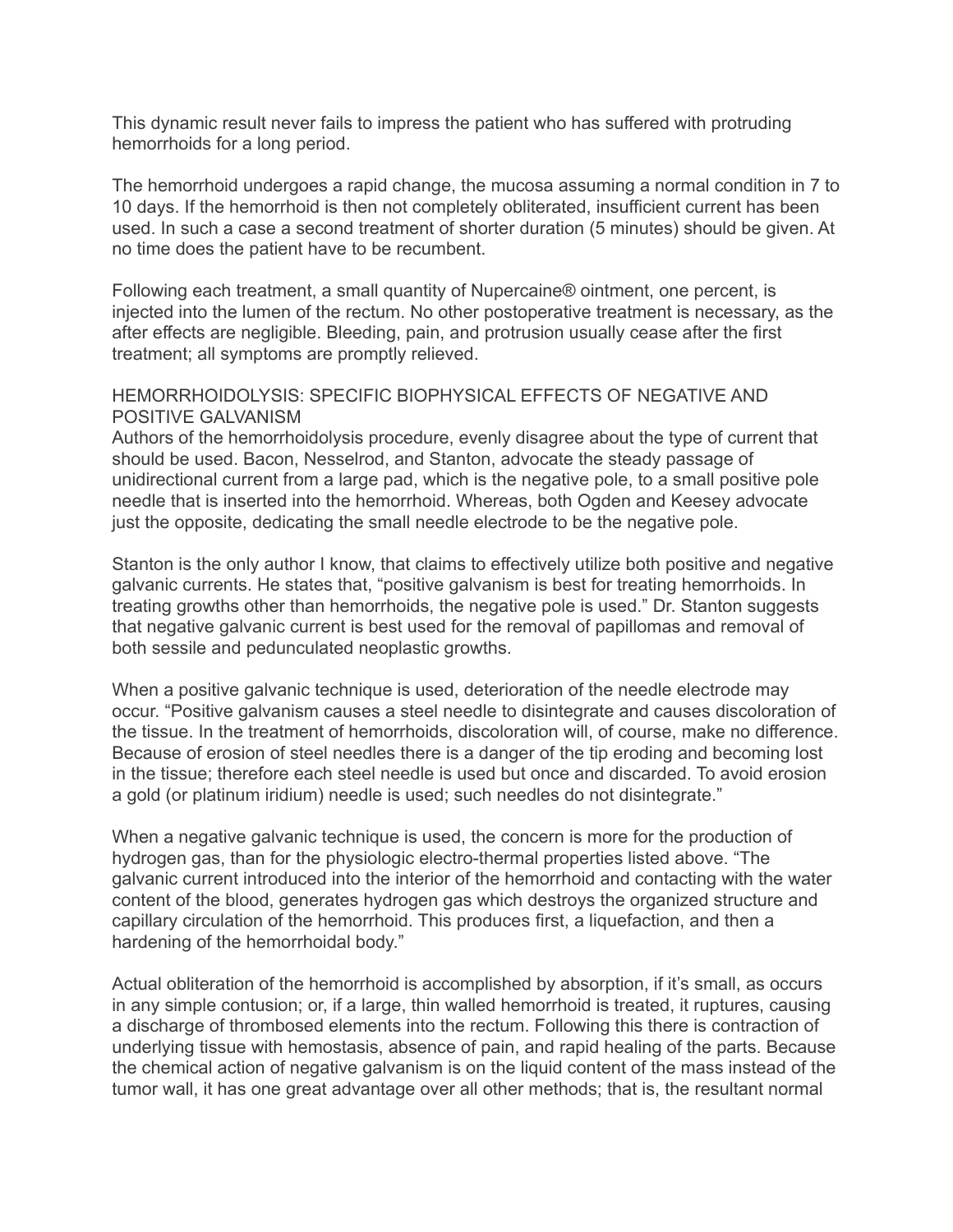This dynamic result never fails to impress the patient who has suffered with protruding hemorrhoids for a long period.

The hemorrhoid undergoes a rapid change, the mucosa assuming a normal condition in 7 to 10 days. If the hemorrhoid is then not completely obliterated, insufficient current has been used. In such a case a second treatment of shorter duration (5 minutes) should be given. At no time does the patient have to be recumbent.

Following each treatment, a small quantity of Nupercaine® ointment, one percent, is injected into the lumen of the rectum. No other postoperative treatment is necessary, as the after effects are negligible. Bleeding, pain, and protrusion usually cease after the first treatment; all symptoms are promptly relieved.

## HEMORRHOIDOLYSIS: SPECIFIC BIOPHYSICAL EFFECTS OF NEGATIVE AND POSITIVE GALVANISM

Authors of the hemorrhoidolysis procedure, evenly disagree about the type of current that should be used. Bacon, Nesselrod, and Stanton, advocate the steady passage of unidirectional current from a large pad, which is the negative pole, to a small positive pole needle that is inserted into the hemorrhoid. Whereas, both Ogden and Keesey advocate just the opposite, dedicating the small needle electrode to be the negative pole.

Stanton is the only author I know, that claims to effectively utilize both positive and negative galvanic currents. He states that, "positive galvanism is best for treating hemorrhoids. In treating growths other than hemorrhoids, the negative pole is used." Dr. Stanton suggests that negative galvanic current is best used for the removal of papillomas and removal of both sessile and pedunculated neoplastic growths.

When a positive galvanic technique is used, deterioration of the needle electrode may occur. "Positive galvanism causes a steel needle to disintegrate and causes discoloration of the tissue. In the treatment of hemorrhoids, discoloration will, of course, make no difference. Because of erosion of steel needles there is a danger of the tip eroding and becoming lost in the tissue; therefore each steel needle is used but once and discarded. To avoid erosion a gold (or platinum iridium) needle is used; such needles do not disintegrate."

When a negative galvanic technique is used, the concern is more for the production of hydrogen gas, than for the physiologic electro-thermal properties listed above. "The galvanic current introduced into the interior of the hemorrhoid and contacting with the water content of the blood, generates hydrogen gas which destroys the organized structure and capillary circulation of the hemorrhoid. This produces first, a liquefaction, and then a hardening of the hemorrhoidal body."

Actual obliteration of the hemorrhoid is accomplished by absorption, if it's small, as occurs in any simple contusion; or, if a large, thin walled hemorrhoid is treated, it ruptures, causing a discharge of thrombosed elements into the rectum. Following this there is contraction of underlying tissue with hemostasis, absence of pain, and rapid healing of the parts. Because the chemical action of negative galvanism is on the liquid content of the mass instead of the tumor wall, it has one great advantage over all other methods; that is, the resultant normal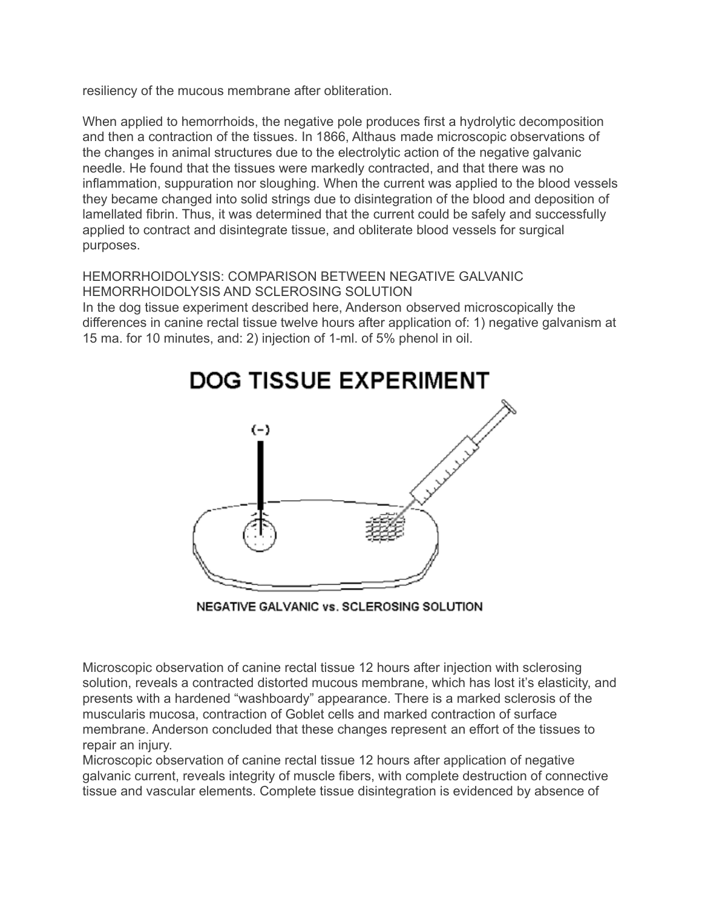resiliency of the mucous membrane after obliteration.

When applied to hemorrhoids, the negative pole produces first a hydrolytic decomposition and then a contraction of the tissues. In 1866, Althaus made microscopic observations of the changes in animal structures due to the electrolytic action of the negative galvanic needle. He found that the tissues were markedly contracted, and that there was no inflammation, suppuration nor sloughing. When the current was applied to the blood vessels they became changed into solid strings due to disintegration of the blood and deposition of lamellated fibrin. Thus, it was determined that the current could be safely and successfully applied to contract and disintegrate tissue, and obliterate blood vessels for surgical purposes.

HEMORRHOIDOLYSIS: COMPARISON BETWEEN NEGATIVE GALVANIC HEMORRHOIDOLYSIS AND SCLEROSING SOLUTION

In the dog tissue experiment described here, Anderson observed microscopically the differences in canine rectal tissue twelve hours after application of: 1) negative galvanism at 15 ma. for 10 minutes, and: 2) injection of 1-ml. of 5% phenol in oil.

DOG TISSUE EXPERIMENT

(−)

NEGATIVE GALVANIC vs. SCLEROSING SOLUTION

Microscopic observation of canine rectal tissue 12 hours after injection with sclerosing solution, reveals a contracted distorted mucous membrane, which has lost it's elasticity, and presents with a hardened "washboardy" appearance. There is a marked sclerosis of the muscularis mucosa, contraction of Goblet cells and marked contraction of surface membrane. Anderson concluded that these changes represent an effort of the tissues to repair an injury.

Microscopic observation of canine rectal tissue 12 hours after application of negative galvanic current, reveals integrity of muscle fibers, with complete destruction of connective tissue and vascular elements. Complete tissue disintegration is evidenced by absence of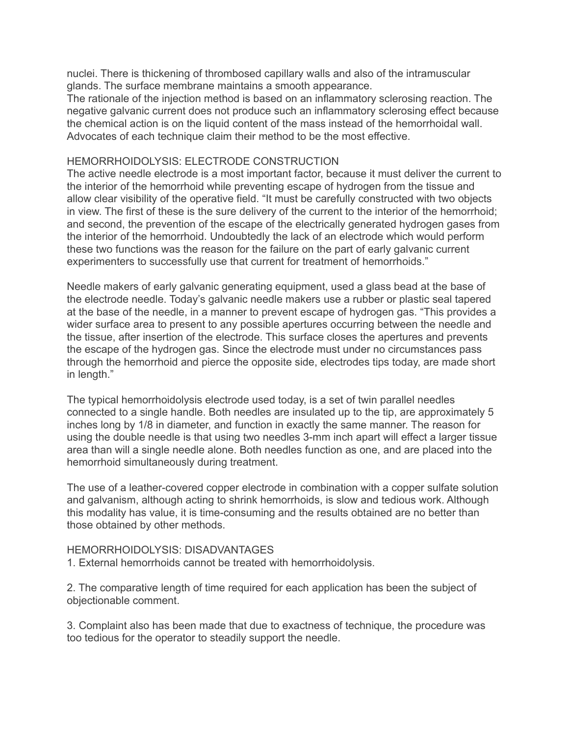nuclei. There is thickening of thrombosed capillary walls and also of the intramuscular glands. The surface membrane maintains a smooth appearance.
The rationale of the injection method is based on an inflammatory sclerosing reaction. The negative galvanic current does not produce such an inflammatory sclerosing effect because the chemical action is on the liquid content of the mass instead of the hemorrhoidal wall. Advocates of each technique claim their method to be the most effective.

## HEMORRHOIDOLYSIS: ELECTRODE CONSTRUCTION

The active needle electrode is a most important factor, because it must deliver the current to the interior of the hemorrhoid while preventing escape of hydrogen from the tissue and allow clear visibility of the operative field. "It must be carefully constructed with two objects in view. The first of these is the sure delivery of the current to the interior of the hemorrhoid; and second, the prevention of the escape of the electrically generated hydrogen gases from the interior of the hemorrhoid. Undoubtedly the lack of an electrode which would perform these two functions was the reason for the failure on the part of early galvanic current experimenters to successfully use that current for treatment of hemorrhoids."

Needle makers of early galvanic generating equipment, used a glass bead at the base of the electrode needle. Today's galvanic needle makers use a rubber or plastic seal tapered at the base of the needle, in a manner to prevent escape of hydrogen gas. "This provides a wider surface area to present to any possible apertures occurring between the needle and the tissue, after insertion of the electrode. This surface closes the apertures and prevents the escape of the hydrogen gas. Since the electrode must under no circumstances pass through the hemorrhoid and pierce the opposite side, electrodes tips today, are made short in length."

The typical hemorrhoidolysis electrode used today, is a set of twin parallel needles connected to a single handle. Both needles are insulated up to the tip, are approximately 5 inches long by 1/8 in diameter, and function in exactly the same manner. The reason for using the double needle is that using two needles 3-mm inch apart will effect a larger tissue area than will a single needle alone. Both needles function as one, and are placed into the hemorrhoid simultaneously during treatment.

The use of a leather-covered copper electrode in combination with a copper sulfate solution and galvanism, although acting to shrink hemorrhoids, is slow and tedious work. Although this modality has value, it is time-consuming and the results obtained are no better than those obtained by other methods.

## HEMORRHOIDOLYSIS: DISADVANTAGES

1. External hemorrhoids cannot be treated with hemorrhoidolysis.

2. The comparative length of time required for each application has been the subject of objectionable comment.

3. Complaint also has been made that due to exactness of technique, the procedure was too tedious for the operator to steadily support the needle.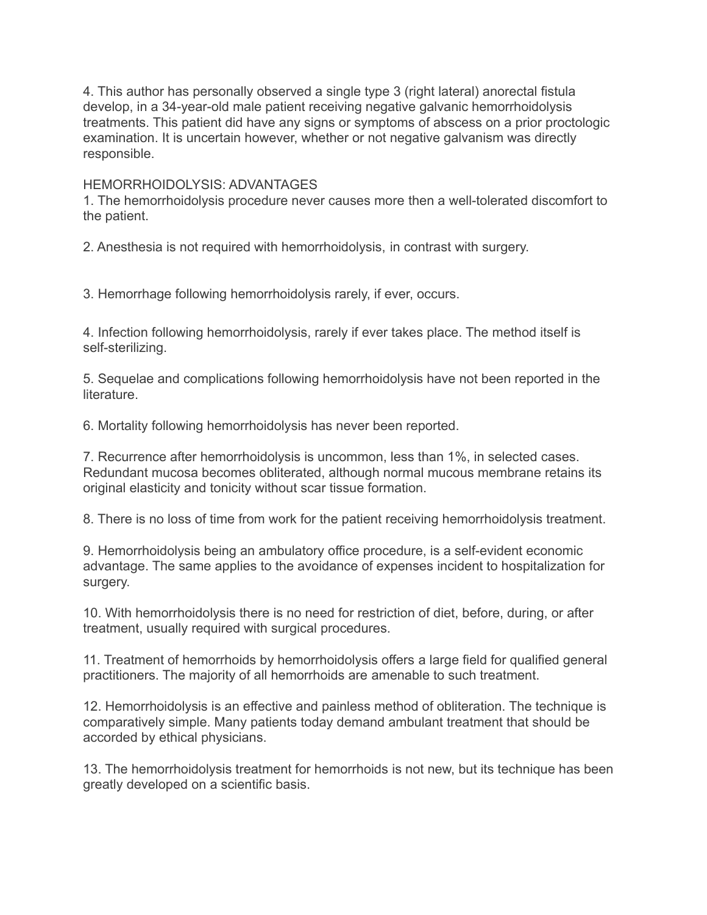4. This author has personally observed a single type 3 (right lateral) anorectal fistula develop, in a 34-year-old male patient receiving negative galvanic hemorrhoidolysis treatments. This patient did have any signs or symptoms of abscess on a prior proctologic examination. It is uncertain however, whether or not negative galvanism was directly responsible.

HEMORRHOIDOLYSIS: ADVANTAGES

1. The hemorrhoidolysis procedure never causes more then a well-tolerated discomfort to the patient.

2. Anesthesia is not required with hemorrhoidolysis, in contrast with surgery.

3. Hemorrhage following hemorrhoidolysis rarely, if ever, occurs.

4. Infection following hemorrhoidolysis, rarely if ever takes place. The method itself is self-sterilizing.

5. Sequelae and complications following hemorrhoidolysis have not been reported in the literature.

6. Mortality following hemorrhoidolysis has never been reported.

7. Recurrence after hemorrhoidolysis is uncommon, less than 1%, in selected cases. Redundant mucosa becomes obliterated, although normal mucous membrane retains its original elasticity and tonicity without scar tissue formation.

8. There is no loss of time from work for the patient receiving hemorrhoidolysis treatment.

9. Hemorrhoidolysis being an ambulatory office procedure, is a self-evident economic advantage. The same applies to the avoidance of expenses incident to hospitalization for surgery.

10. With hemorrhoidolysis there is no need for restriction of diet, before, during, or after treatment, usually required with surgical procedures.

11. Treatment of hemorrhoids by hemorrhoidolysis offers a large field for qualified general practitioners. The majority of all hemorrhoids are amenable to such treatment.

12. Hemorrhoidolysis is an effective and painless method of obliteration. The technique is comparatively simple. Many patients today demand ambulant treatment that should be accorded by ethical physicians.

13. The hemorrhoidolysis treatment for hemorrhoids is not new, but its technique has been greatly developed on a scientific basis.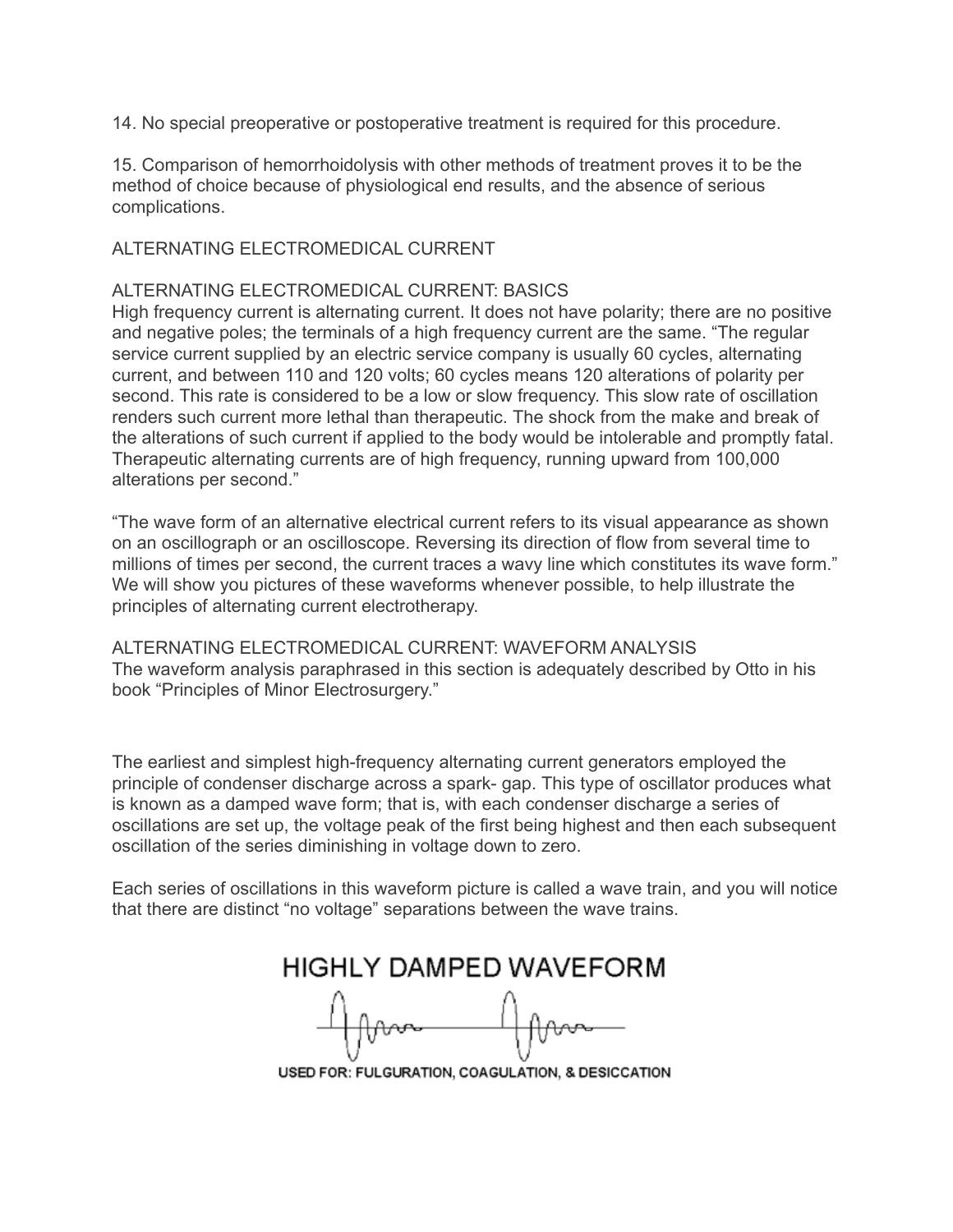14. No special preoperative or postoperative treatment is required for this procedure.

15. Comparison of hemorrhoidolysis with other methods of treatment proves it to be the method of choice because of physiological end results, and the absence of serious complications.

## ALTERNATING ELECTROMEDICAL CURRENT

### ALTERNATING ELECTROMEDICAL CURRENT: BASICS

High frequency current is alternating current. It does not have polarity; there are no positive and negative poles; the terminals of a high frequency current are the same. “The regular service current supplied by an electric service company is usually 60 cycles, alternating current, and between 110 and 120 volts; 60 cycles means 120 alterations of polarity per second. This rate is considered to be a low or slow frequency. This slow rate of oscillation renders such current more lethal than therapeutic. The shock from the make and break of the alterations of such current if applied to the body would be intolerable and promptly fatal. Therapeutic alternating currents are of high frequency, running upward from 100,000 alterations per second.”

“The wave form of an alternative electrical current refers to its visual appearance as shown on an oscillograph or an oscilloscope. Reversing its direction of flow from several time to millions of times per second, the current traces a wavy line which constitutes its wave form.” We will show you pictures of these waveforms whenever possible, to help illustrate the principles of alternating current electrotherapy.

### ALTERNATING ELECTROMEDICAL CURRENT: WAVEFORM ANALYSIS

The waveform analysis paraphrased in this section is adequately described by Otto in his book “Principles of Minor Electrosurgery.”

The earliest and simplest high-frequency alternating current generators employed the principle of condenser discharge across a spark- gap. This type of oscillator produces what is known as a damped wave form; that is, with each condenser discharge a series of oscillations are set up, the voltage peak of the first being highest and then each subsequent oscillation of the series diminishing in voltage down to zero.

Each series of oscillations in this waveform picture is called a wave train, and you will notice that there are distinct “no voltage” separations between the wave trains.

HIGHLY DAMPED WAVEFORM

USED FOR: FULGURATION, COAGULATION, & DESICCATION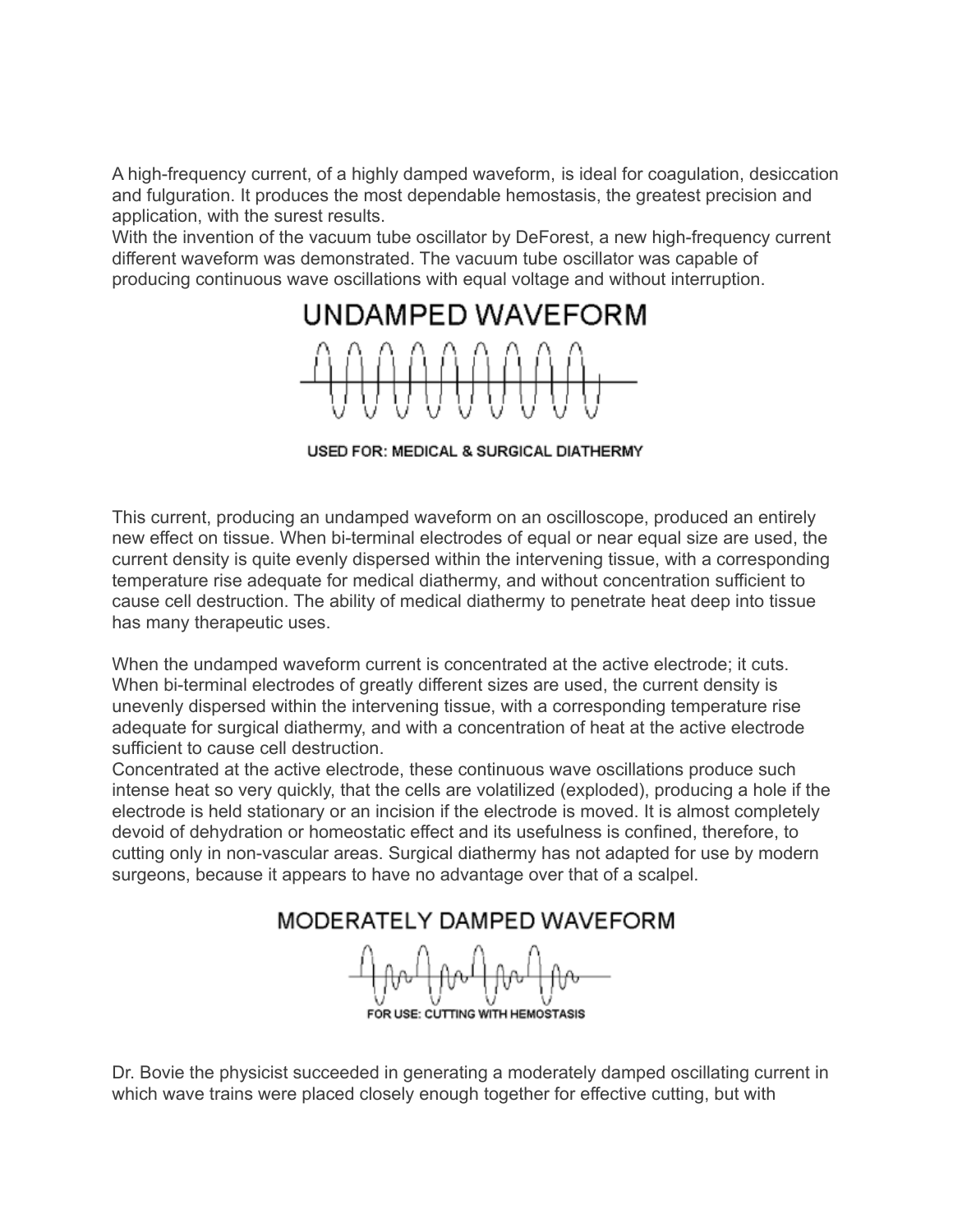A high-frequency current, of a highly damped waveform, is ideal for coagulation, desiccation and fulguration. It produces the most dependable hemostasis, the greatest precision and application, with the surest results.
With the invention of the vacuum tube oscillator by DeForest, a new high-frequency current different waveform was demonstrated. The vacuum tube oscillator was capable of producing continuous wave oscillations with equal voltage and without interruption.

## UNDAMPED WAVEFORM

USED FOR: MEDICAL & SURGICAL DIATHERMY

This current, producing an undamped waveform on an oscilloscope, produced an entirely new effect on tissue. When bi-terminal electrodes of equal or near equal size are used, the current density is quite evenly dispersed within the intervening tissue, with a corresponding temperature rise adequate for medical diathermy, and without concentration sufficient to cause cell destruction. The ability of medical diathermy to penetrate heat deep into tissue has many therapeutic uses.

When the undamped waveform current is concentrated at the active electrode; it cuts. When bi-terminal electrodes of greatly different sizes are used, the current density is unevenly dispersed within the intervening tissue, with a corresponding temperature rise adequate for surgical diathermy, and with a concentration of heat at the active electrode sufficient to cause cell destruction.
Concentrated at the active electrode, these continuous wave oscillations produce such intense heat so very quickly, that the cells are volatilized (exploded), producing a hole if the electrode is held stationary or an incision if the electrode is moved. It is almost completely devoid of dehydration or homeostatic effect and its usefulness is confined, therefore, to cutting only in non-vascular areas. Surgical diathermy has not adapted for use by modern surgeons, because it appears to have no advantage over that of a scalpel.

## MODERATELY DAMPED WAVEFORM

FOR USE: CUTTING WITH HEMOSTASIS

Dr. Bovie the physicist succeeded in generating a moderately damped oscillating current in which wave trains were placed closely enough together for effective cutting, but with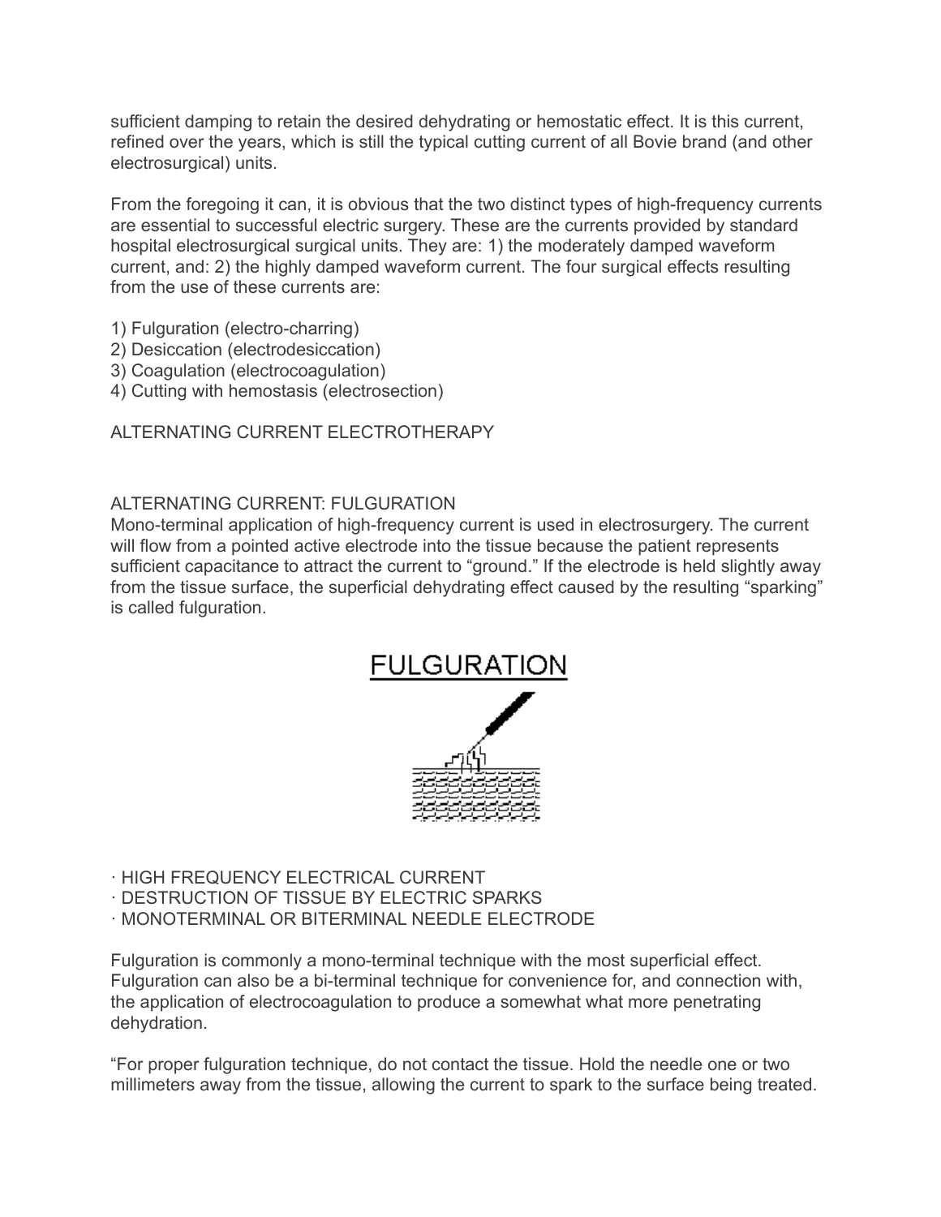sufficient damping to retain the desired dehydrating or hemostatic effect. It is this current, refined over the years, which is still the typical cutting current of all Bovie brand (and other electrosurgical) units.

From the foregoing it can, it is obvious that the two distinct types of high-frequency currents are essential to successful electric surgery. These are the currents provided by standard hospital electrosurgical surgical units. They are: 1) the moderately damped waveform current, and: 2) the highly damped waveform current. The four surgical effects resulting from the use of these currents are:

1) Fulguration (electro-charring)
2) Desiccation (electrodesiccation)
3) Coagulation (electrocoagulation)
4) Cutting with hemostasis (electrosection)

ALTERNATING CURRENT ELECTROTHERAPY

ALTERNATING CURRENT: FULGURATION

Mono-terminal application of high-frequency current is used in electrosurgery. The current will flow from a pointed active electrode into the tissue because the patient represents sufficient capacitance to attract the current to "ground." If the electrode is held slightly away from the tissue surface, the superficial dehydrating effect caused by the resulting "sparking" is called fulguration.

FULGURATION

· HIGH FREQUENCY ELECTRICAL CURRENT
· DESTRUCTION OF TISSUE BY ELECTRIC SPARKS
· MONOTERMINAL OR BITERMINAL NEEDLE ELECTRODE

Fulguration is commonly a mono-terminal technique with the most superficial effect. Fulguration can also be a bi-terminal technique for convenience for, and connection with, the application of electrocoagulation to produce a somewhat what more penetrating dehydration.

"For proper fulguration technique, do not contact the tissue. Hold the needle one or two millimeters away from the tissue, allowing the current to spark to the surface being treated.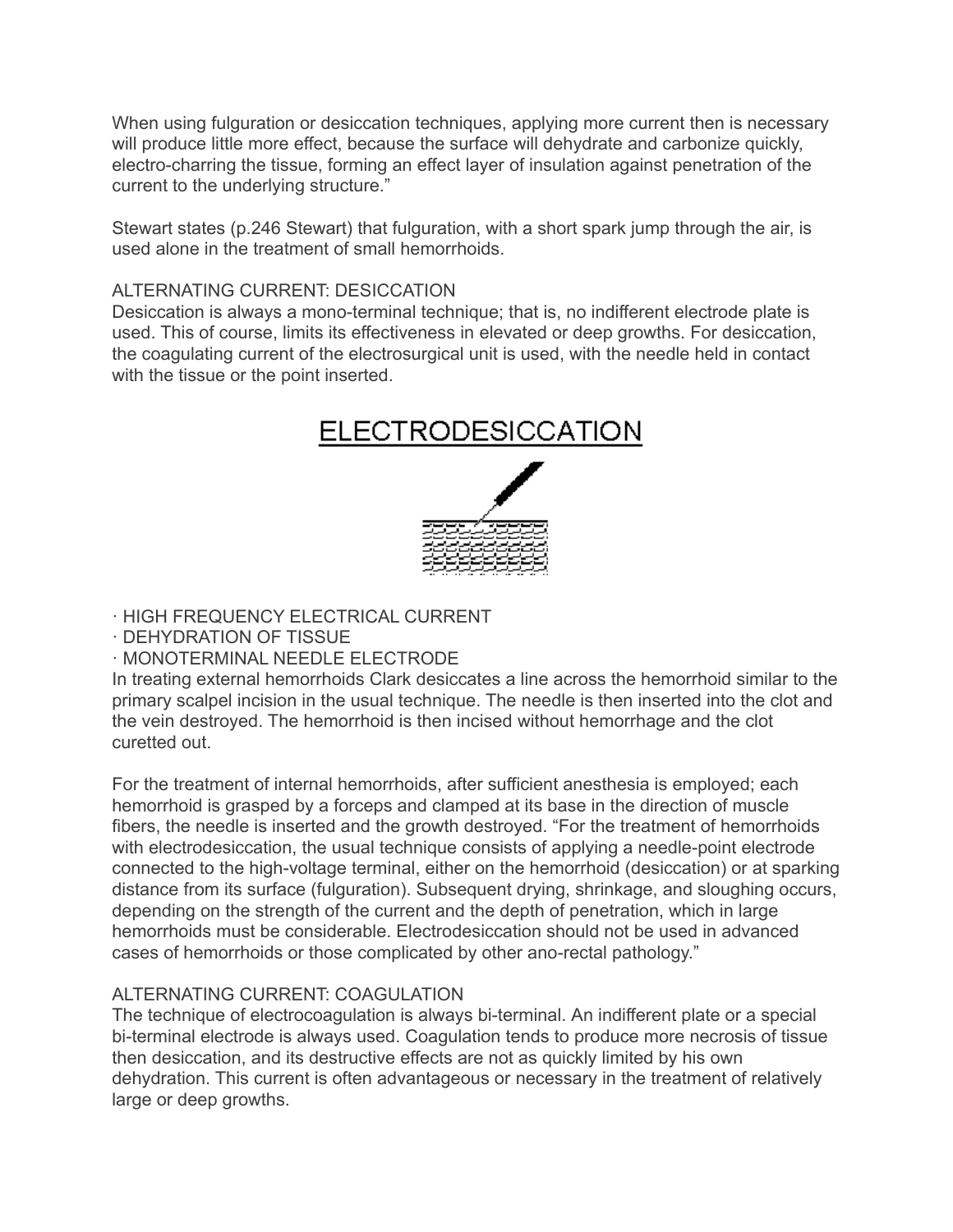When using fulguration or desiccation techniques, applying more current then is necessary will produce little more effect, because the surface will dehydrate and carbonize quickly, electro-charring the tissue, forming an effect layer of insulation against penetration of the current to the underlying structure."

Stewart states (p.246 Stewart) that fulguration, with a short spark jump through the air, is used alone in the treatment of small hemorrhoids.

ALTERNATING CURRENT: DESICCATION
Desiccation is always a mono-terminal technique; that is, no indifferent electrode plate is used. This of course, limits its effectiveness in elevated or deep growths. For desiccation, the coagulating current of the electrosurgical unit is used, with the needle held in contact with the tissue or the point inserted.

## ELECTRODESICCATION

· HIGH FREQUENCY ELECTRICAL CURRENT
· DEHYDRATION OF TISSUE
· MONOTERMINAL NEEDLE ELECTRODE

In treating external hemorrhoids Clark desiccates a line across the hemorrhoid similar to the primary scalpel incision in the usual technique. The needle is then inserted into the clot and the vein destroyed. The hemorrhoid is then incised without hemorrhage and the clot curetted out.

For the treatment of internal hemorrhoids, after sufficient anesthesia is employed; each hemorrhoid is grasped by a forceps and clamped at its base in the direction of muscle fibers, the needle is inserted and the growth destroyed. "For the treatment of hemorrhoids with electrodesiccation, the usual technique consists of applying a needle-point electrode connected to the high-voltage terminal, either on the hemorrhoid (desiccation) or at sparking distance from its surface (fulguration). Subsequent drying, shrinkage, and sloughing occurs, depending on the strength of the current and the depth of penetration, which in large hemorrhoids must be considerable. Electrodesiccation should not be used in advanced cases of hemorrhoids or those complicated by other ano-rectal pathology."

ALTERNATING CURRENT: COAGULATION
The technique of electrocoagulation is always bi-terminal. An indifferent plate or a special bi-terminal electrode is always used. Coagulation tends to produce more necrosis of tissue then desiccation, and its destructive effects are not as quickly limited by his own dehydration. This current is often advantageous or necessary in the treatment of relatively large or deep growths.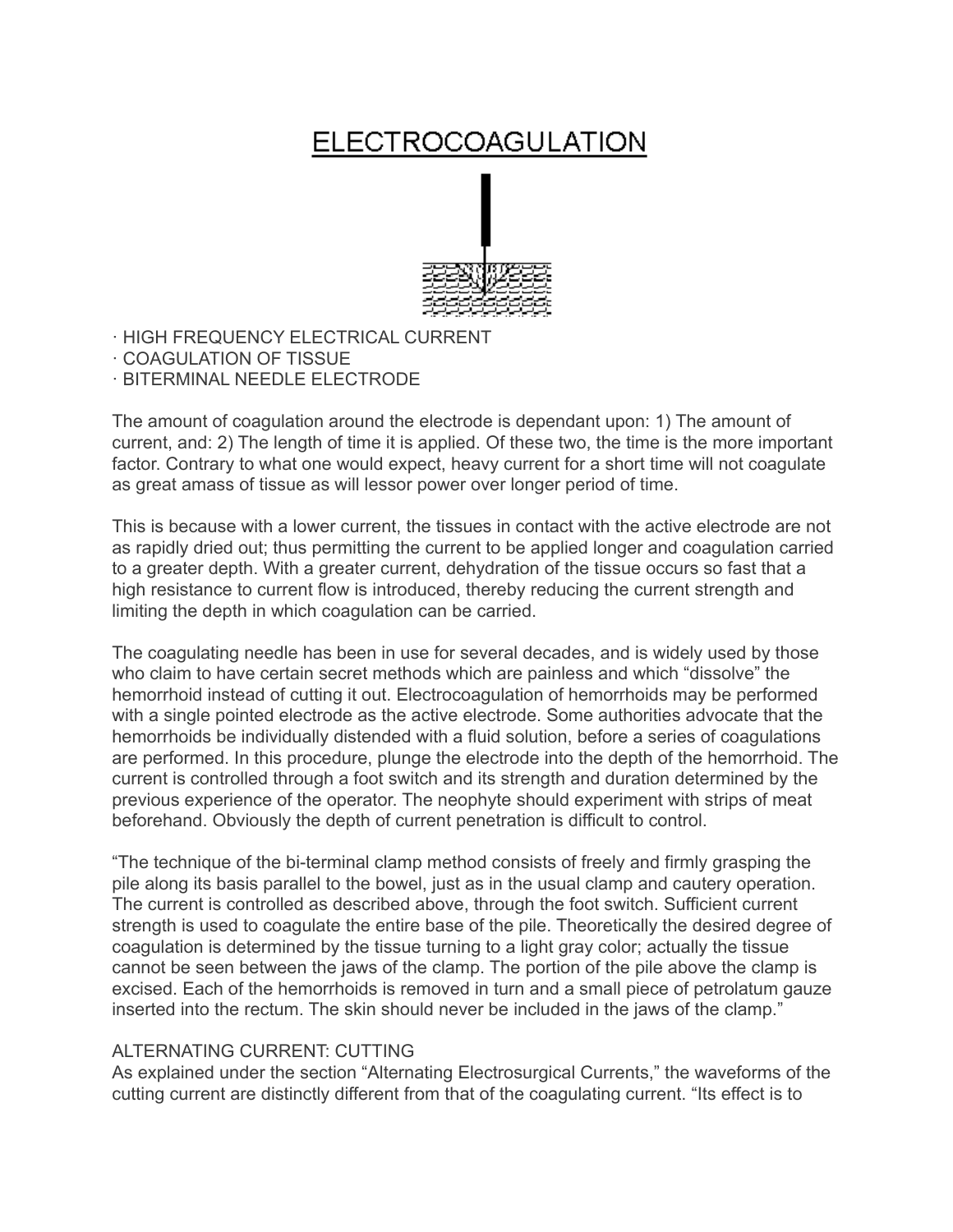# ELECTROCOAGULATION

- HIGH FREQUENCY ELECTRICAL CURRENT
- COAGULATION OF TISSUE
- BITERMINAL NEEDLE ELECTRODE

The amount of coagulation around the electrode is dependant upon: 1) The amount of current, and: 2) The length of time it is applied. Of these two, the time is the more important factor. Contrary to what one would expect, heavy current for a short time will not coagulate as great amass of tissue as will lessor power over longer period of time.

This is because with a lower current, the tissues in contact with the active electrode are not as rapidly dried out; thus permitting the current to be applied longer and coagulation carried to a greater depth. With a greater current, dehydration of the tissue occurs so fast that a high resistance to current flow is introduced, thereby reducing the current strength and limiting the depth in which coagulation can be carried.

The coagulating needle has been in use for several decades, and is widely used by those who claim to have certain secret methods which are painless and which "dissolve" the hemorrhoid instead of cutting it out. Electrocoagulation of hemorrhoids may be performed with a single pointed electrode as the active electrode. Some authorities advocate that the hemorrhoids be individually distended with a fluid solution, before a series of coagulations are performed. In this procedure, plunge the electrode into the depth of the hemorrhoid. The current is controlled through a foot switch and its strength and duration determined by the previous experience of the operator. The neophyte should experiment with strips of meat beforehand. Obviously the depth of current penetration is difficult to control.

"The technique of the bi-terminal clamp method consists of freely and firmly grasping the pile along its basis parallel to the bowel, just as in the usual clamp and cautery operation. The current is controlled as described above, through the foot switch. Sufficient current strength is used to coagulate the entire base of the pile. Theoretically the desired degree of coagulation is determined by the tissue turning to a light gray color; actually the tissue cannot be seen between the jaws of the clamp. The portion of the pile above the clamp is excised. Each of the hemorrhoids is removed in turn and a small piece of petrolatum gauze inserted into the rectum. The skin should never be included in the jaws of the clamp."

ALTERNATING CURRENT: CUTTING

As explained under the section "Alternating Electrosurgical Currents," the waveforms of the cutting current are distinctly different from that of the coagulating current. "Its effect is to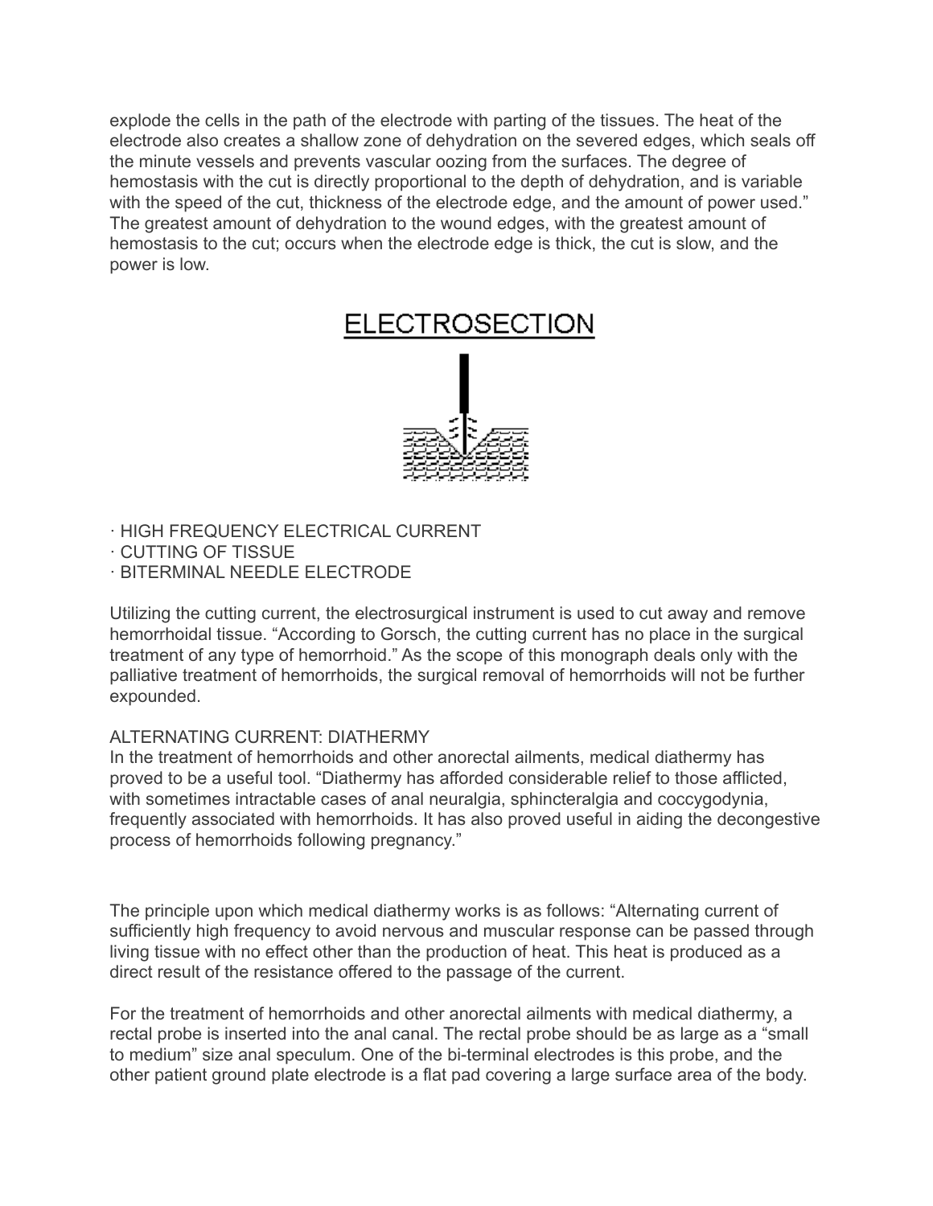explode the cells in the path of the electrode with parting of the tissues. The heat of the electrode also creates a shallow zone of dehydration on the severed edges, which seals off the minute vessels and prevents vascular oozing from the surfaces. The degree of hemostasis with the cut is directly proportional to the depth of dehydration, and is variable with the speed of the cut, thickness of the electrode edge, and the amount of power used." The greatest amount of dehydration to the wound edges, with the greatest amount of hemostasis to the cut; occurs when the electrode edge is thick, the cut is slow, and the power is low.

## ELECTROSECTION

- HIGH FREQUENCY ELECTRICAL CURRENT
- CUTTING OF TISSUE
- BITERMINAL NEEDLE ELECTRODE

Utilizing the cutting current, the electrosurgical instrument is used to cut away and remove hemorrhoidal tissue. "According to Gorsch, the cutting current has no place in the surgical treatment of any type of hemorrhoid." As the scope of this monograph deals only with the palliative treatment of hemorrhoids, the surgical removal of hemorrhoids will not be further expounded.

ALTERNATING CURRENT: DIATHERMY

In the treatment of hemorrhoids and other anorectal ailments, medical diathermy has proved to be a useful tool. "Diathermy has afforded considerable relief to those afflicted, with sometimes intractable cases of anal neuralgia, sphincteralgia and coccygodynia, frequently associated with hemorrhoids. It has also proved useful in aiding the decongestive process of hemorrhoids following pregnancy."

The principle upon which medical diathermy works is as follows: "Alternating current of sufficiently high frequency to avoid nervous and muscular response can be passed through living tissue with no effect other than the production of heat. This heat is produced as a direct result of the resistance offered to the passage of the current.

For the treatment of hemorrhoids and other anorectal ailments with medical diathermy, a rectal probe is inserted into the anal canal. The rectal probe should be as large as a "small to medium" size anal speculum. One of the bi-terminal electrodes is this probe, and the other patient ground plate electrode is a flat pad covering a large surface area of the body.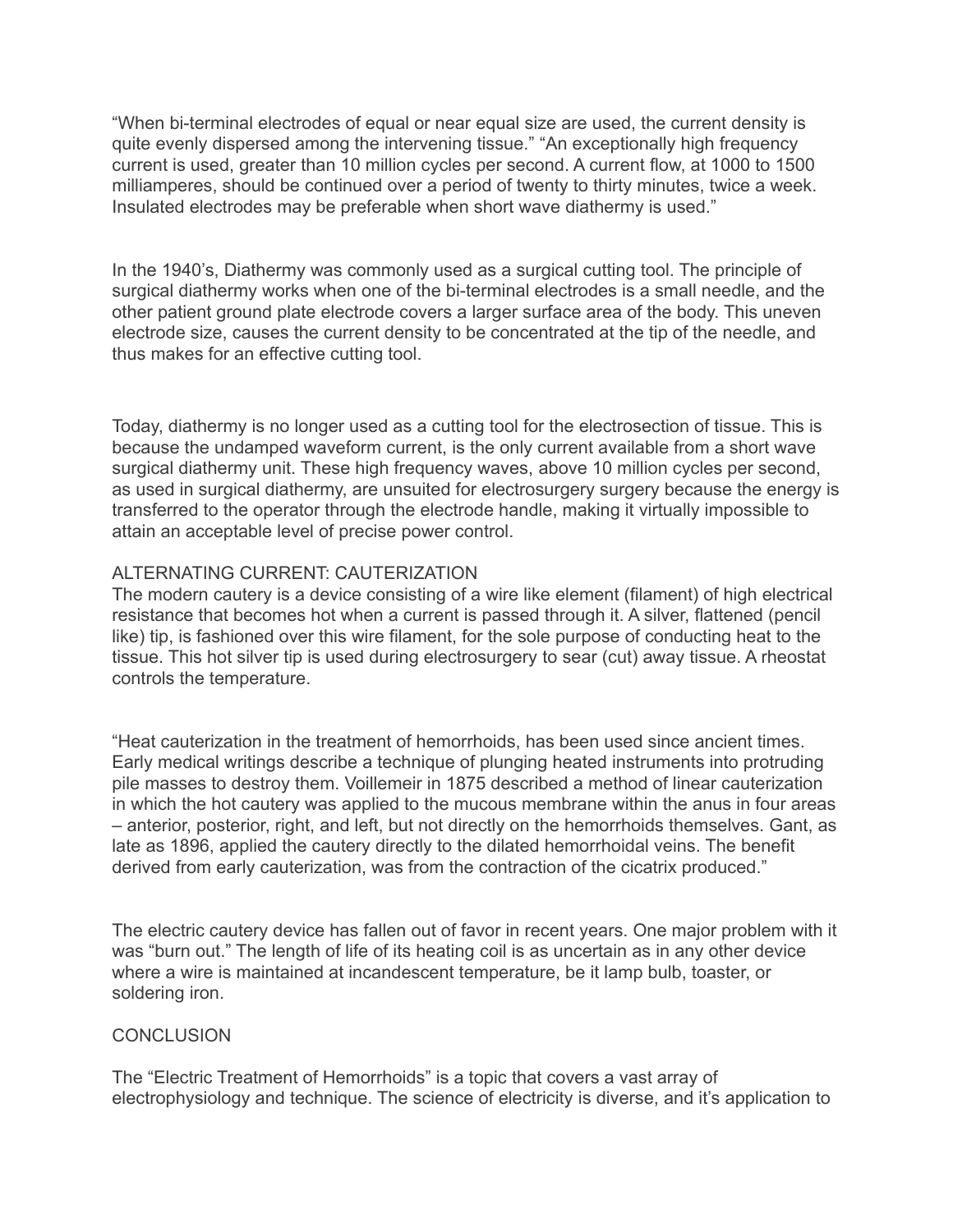“When bi-terminal electrodes of equal or near equal size are used, the current density is quite evenly dispersed among the intervening tissue.” “An exceptionally high frequency current is used, greater than 10 million cycles per second. A current flow, at 1000 to 1500 milliamperes, should be continued over a period of twenty to thirty minutes, twice a week. Insulated electrodes may be preferable when short wave diathermy is used.”

In the 1940’s, Diathermy was commonly used as a surgical cutting tool. The principle of surgical diathermy works when one of the bi-terminal electrodes is a small needle, and the other patient ground plate electrode covers a larger surface area of the body. This uneven electrode size, causes the current density to be concentrated at the tip of the needle, and thus makes for an effective cutting tool.

Today, diathermy is no longer used as a cutting tool for the electrosection of tissue. This is because the undamped waveform current, is the only current available from a short wave surgical diathermy unit. These high frequency waves, above 10 million cycles per second, as used in surgical diathermy, are unsuited for electrosurgery surgery because the energy is transferred to the operator through the electrode handle, making it virtually impossible to attain an acceptable level of precise power control.

ALTERNATING CURRENT: CAUTERIZATION

The modern cautery is a device consisting of a wire like element (filament) of high electrical resistance that becomes hot when a current is passed through it. A silver, flattened (pencil like) tip, is fashioned over this wire filament, for the sole purpose of conducting heat to the tissue. This hot silver tip is used during electrosurgery to sear (cut) away tissue. A rheostat controls the temperature.

“Heat cauterization in the treatment of hemorrhoids, has been used since ancient times. Early medical writings describe a technique of plunging heated instruments into protruding pile masses to destroy them. Voillemeir in 1875 described a method of linear cauterization in which the hot cautery was applied to the mucous membrane within the anus in four areas – anterior, posterior, right, and left, but not directly on the hemorrhoids themselves. Gant, as late as 1896, applied the cautery directly to the dilated hemorrhoidal veins. The benefit derived from early cauterization, was from the contraction of the cicatrix produced.”

The electric cautery device has fallen out of favor in recent years. One major problem with it was “burn out.” The length of life of its heating coil is as uncertain as in any other device where a wire is maintained at incandescent temperature, be it lamp bulb, toaster, or soldering iron.

CONCLUSION

The “Electric Treatment of Hemorrhoids” is a topic that covers a vast array of electrophysiology and technique. The science of electricity is diverse, and it’s application to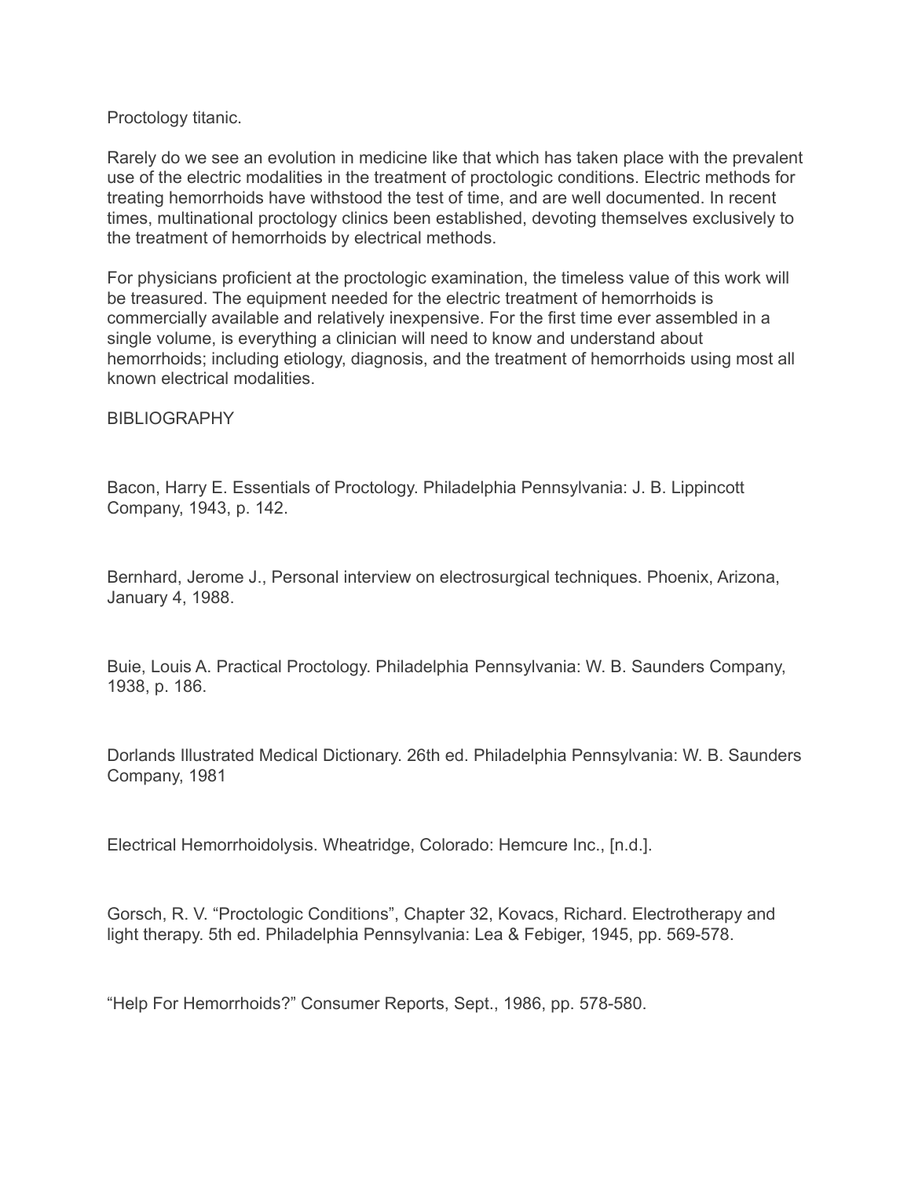Proctology titanic.

Rarely do we see an evolution in medicine like that which has taken place with the prevalent use of the electric modalities in the treatment of proctologic conditions. Electric methods for treating hemorrhoids have withstood the test of time, and are well documented. In recent times, multinational proctology clinics been established, devoting themselves exclusively to the treatment of hemorrhoids by electrical methods.

For physicians proficient at the proctologic examination, the timeless value of this work will be treasured. The equipment needed for the electric treatment of hemorrhoids is commercially available and relatively inexpensive. For the first time ever assembled in a single volume, is everything a clinician will need to know and understand about hemorrhoids; including etiology, diagnosis, and the treatment of hemorrhoids using most all known electrical modalities.

## BIBLIOGRAPHY

Bacon, Harry E. Essentials of Proctology. Philadelphia Pennsylvania: J. B. Lippincott Company, 1943, p. 142.

Bernhard, Jerome J., Personal interview on electrosurgical techniques. Phoenix, Arizona, January 4, 1988.

Buie, Louis A. Practical Proctology. Philadelphia Pennsylvania: W. B. Saunders Company, 1938, p. 186.

Dorlands Illustrated Medical Dictionary. 26th ed. Philadelphia Pennsylvania: W. B. Saunders Company, 1981

Electrical Hemorrhoidolysis. Wheatridge, Colorado: Hemcure Inc., [n.d.].

Gorsch, R. V. "Proctologic Conditions", Chapter 32, Kovacs, Richard. Electrotherapy and light therapy. 5th ed. Philadelphia Pennsylvania: Lea & Febiger, 1945, pp. 569-578.

"Help For Hemorrhoids?" Consumer Reports, Sept., 1986, pp. 578-580.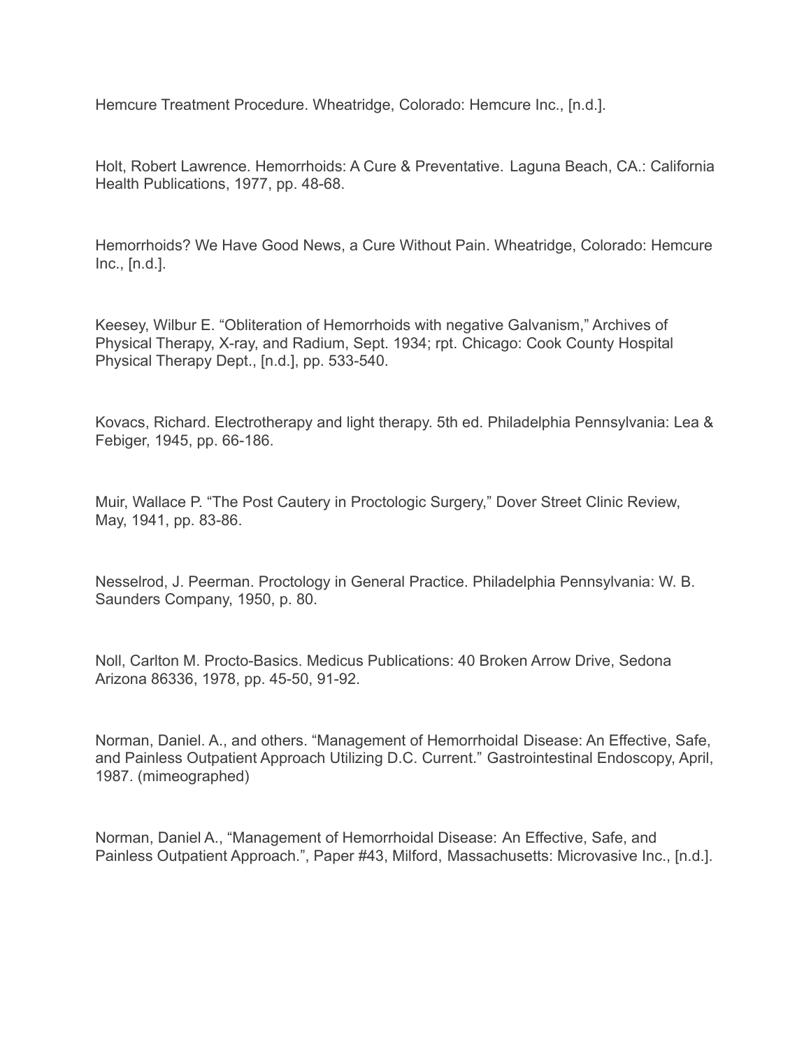Hemcure Treatment Procedure. Wheatridge, Colorado: Hemcure Inc., [n.d.].

Holt, Robert Lawrence. Hemorrhoids: A Cure & Preventative. Laguna Beach, CA.: California Health Publications, 1977, pp. 48-68.

Hemorrhoids? We Have Good News, a Cure Without Pain. Wheatridge, Colorado: Hemcure Inc., [n.d.].

Keesey, Wilbur E. “Obliteration of Hemorrhoids with negative Galvanism,” Archives of Physical Therapy, X-ray, and Radium, Sept. 1934; rpt. Chicago: Cook County Hospital Physical Therapy Dept., [n.d.], pp. 533-540.

Kovacs, Richard. Electrotherapy and light therapy. 5th ed. Philadelphia Pennsylvania: Lea & Febiger, 1945, pp. 66-186.

Muir, Wallace P. “The Post Cautery in Proctologic Surgery,” Dover Street Clinic Review, May, 1941, pp. 83-86.

Nesselrod, J. Peerman. Proctology in General Practice. Philadelphia Pennsylvania: W. B. Saunders Company, 1950, p. 80.

Noll, Carlton M. Procto-Basics. Medicus Publications: 40 Broken Arrow Drive, Sedona Arizona 86336, 1978, pp. 45-50, 91-92.

Norman, Daniel. A., and others. “Management of Hemorrhoidal Disease: An Effective, Safe, and Painless Outpatient Approach Utilizing D.C. Current.” Gastrointestinal Endoscopy, April, 1987. (mimeographed)

Norman, Daniel A., “Management of Hemorrhoidal Disease: An Effective, Safe, and Painless Outpatient Approach.”, Paper #43, Milford, Massachusetts: Microvasive Inc., [n.d.].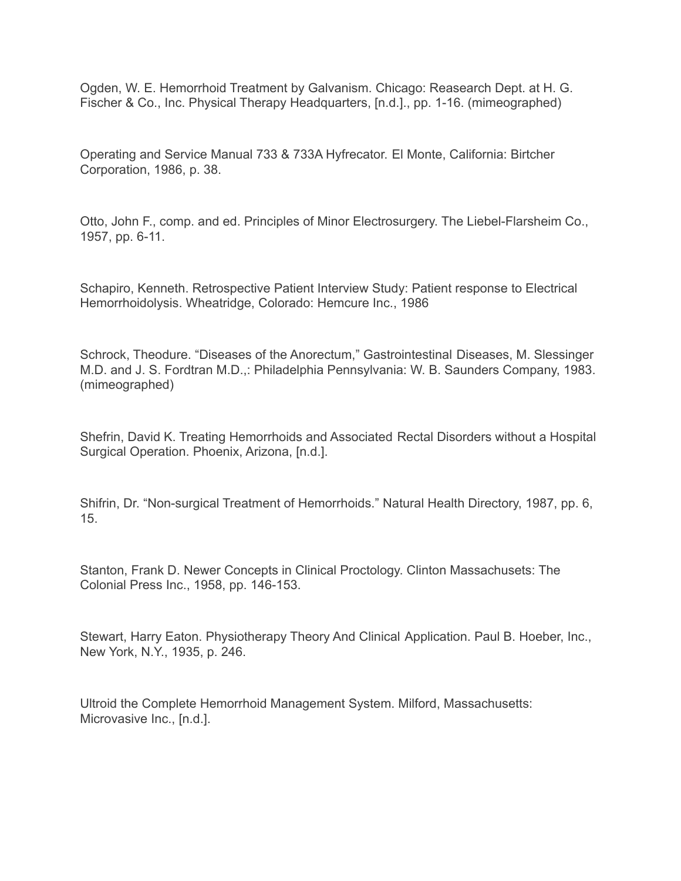Ogden, W. E. Hemorrhoid Treatment by Galvanism. Chicago: Reasearch Dept. at H. G. Fischer & Co., Inc. Physical Therapy Headquarters, [n.d.]., pp. 1-16. (mimeographed)

Operating and Service Manual 733 & 733A Hyfrecator. El Monte, California: Birtcher Corporation, 1986, p. 38.

Otto, John F., comp. and ed. Principles of Minor Electrosurgery. The Liebel-Flarsheim Co., 1957, pp. 6-11.

Schapiro, Kenneth. Retrospective Patient Interview Study: Patient response to Electrical Hemorrhoidolysis. Wheatridge, Colorado: Hemcure Inc., 1986

Schrock, Theodure. "Diseases of the Anorectum," Gastrointestinal Diseases, M. Slessinger M.D. and J. S. Fordtran M.D.,: Philadelphia Pennsylvania: W. B. Saunders Company, 1983. (mimeographed)

Shefrin, David K. Treating Hemorrhoids and Associated Rectal Disorders without a Hospital Surgical Operation. Phoenix, Arizona, [n.d.].

Shifrin, Dr. "Non-surgical Treatment of Hemorrhoids." Natural Health Directory, 1987, pp. 6, 15.

Stanton, Frank D. Newer Concepts in Clinical Proctology. Clinton Massachusets: The Colonial Press Inc., 1958, pp. 146-153.

Stewart, Harry Eaton. Physiotherapy Theory And Clinical Application. Paul B. Hoeber, Inc., New York, N.Y., 1935, p. 246.

Ultroid the Complete Hemorrhoid Management System. Milford, Massachusetts: Microvasive Inc., [n.d.].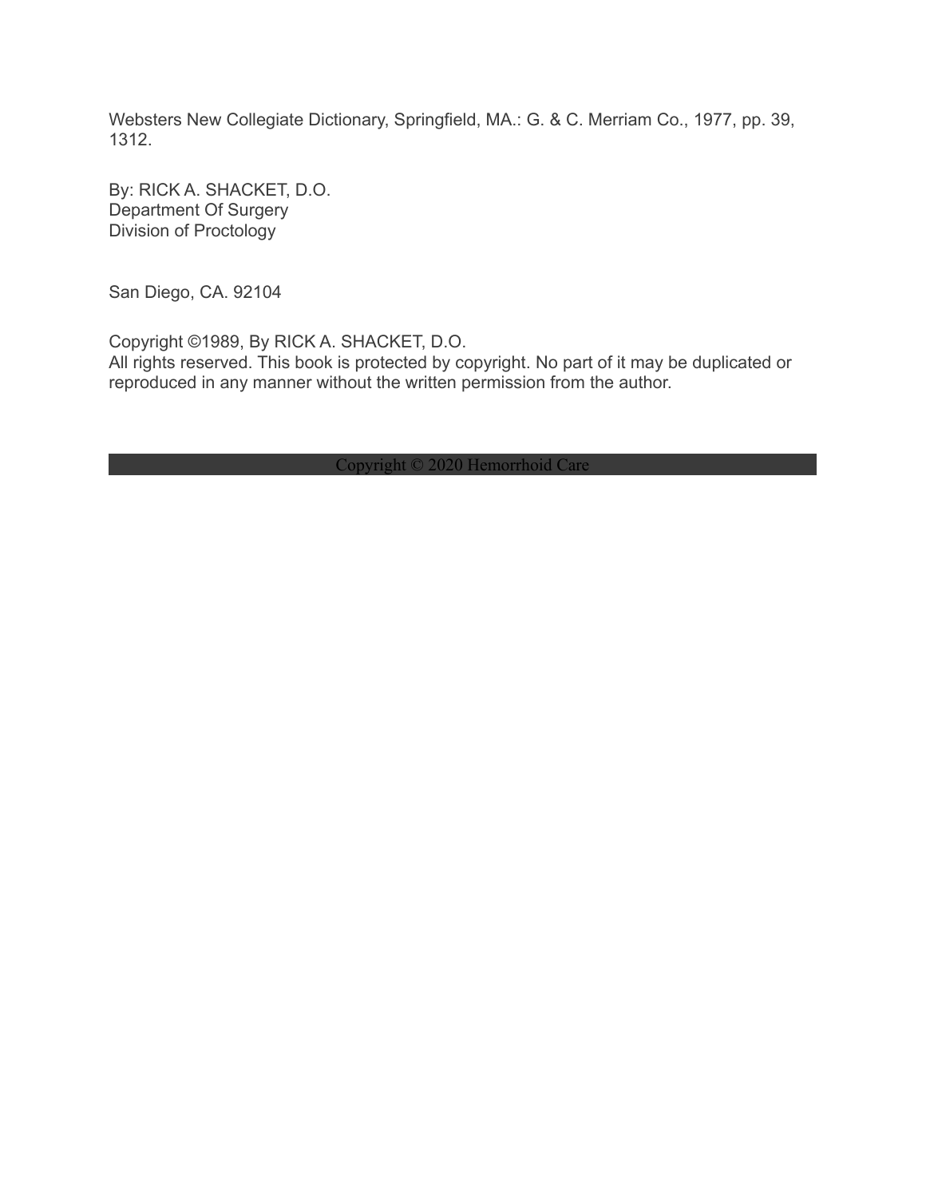Websters New Collegiate Dictionary, Springfield, MA.: G. & C. Merriam Co., 1977, pp. 39, 1312.

By: RICK A. SHACKET, D.O.
Department Of Surgery
Division of Proctology

San Diego, CA. 92104

Copyright ©1989, By RICK A. SHACKET, D.O.
All rights reserved. This book is protected by copyright. No part of it may be duplicated or reproduced in any manner without the written permission from the author.

Copyright © 2020 Hemorrhoid Care